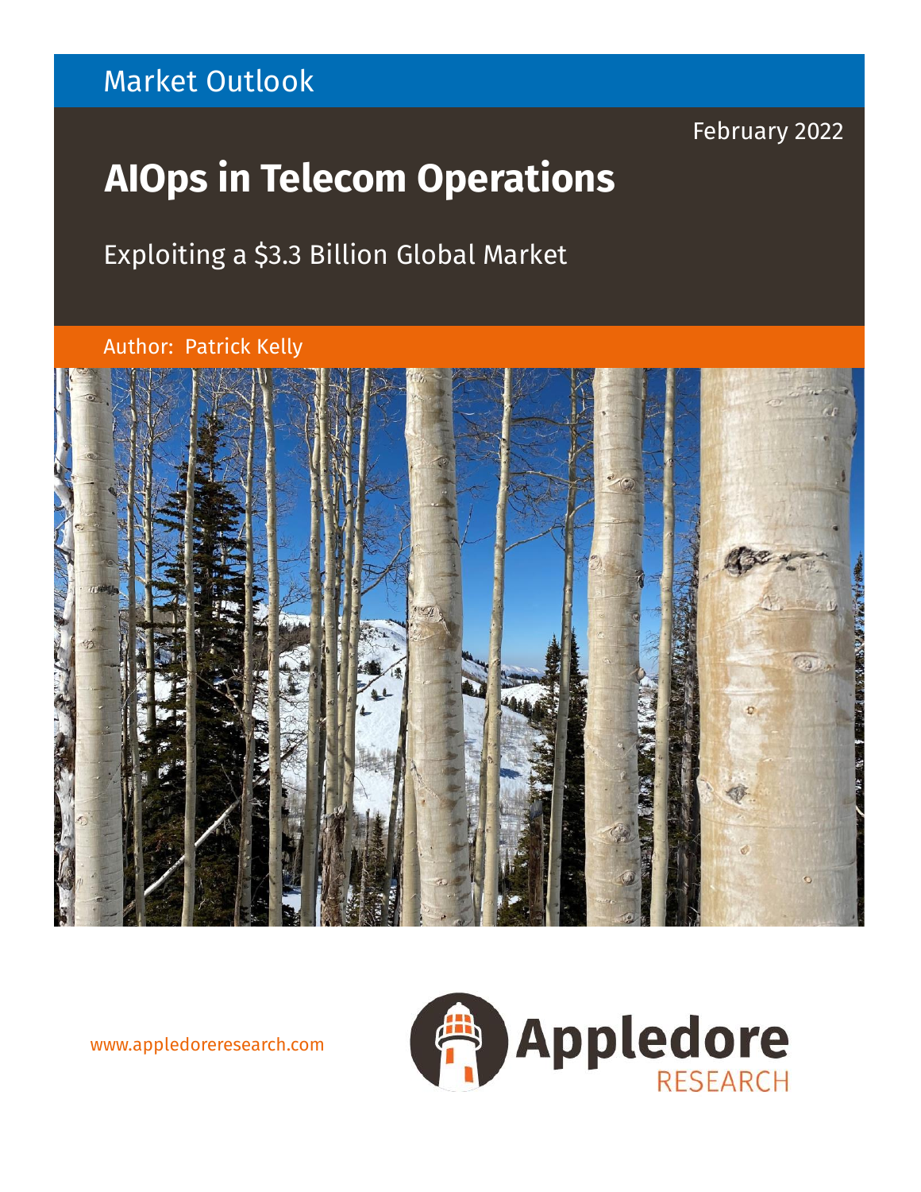Market Outlook

February 2022

# AIOps in Telecom Operations

## Exploiting a $3.3 Billion Global Market

Author: Patrick Kelly

www.appledoreresearch.com

Appledore RESEARCH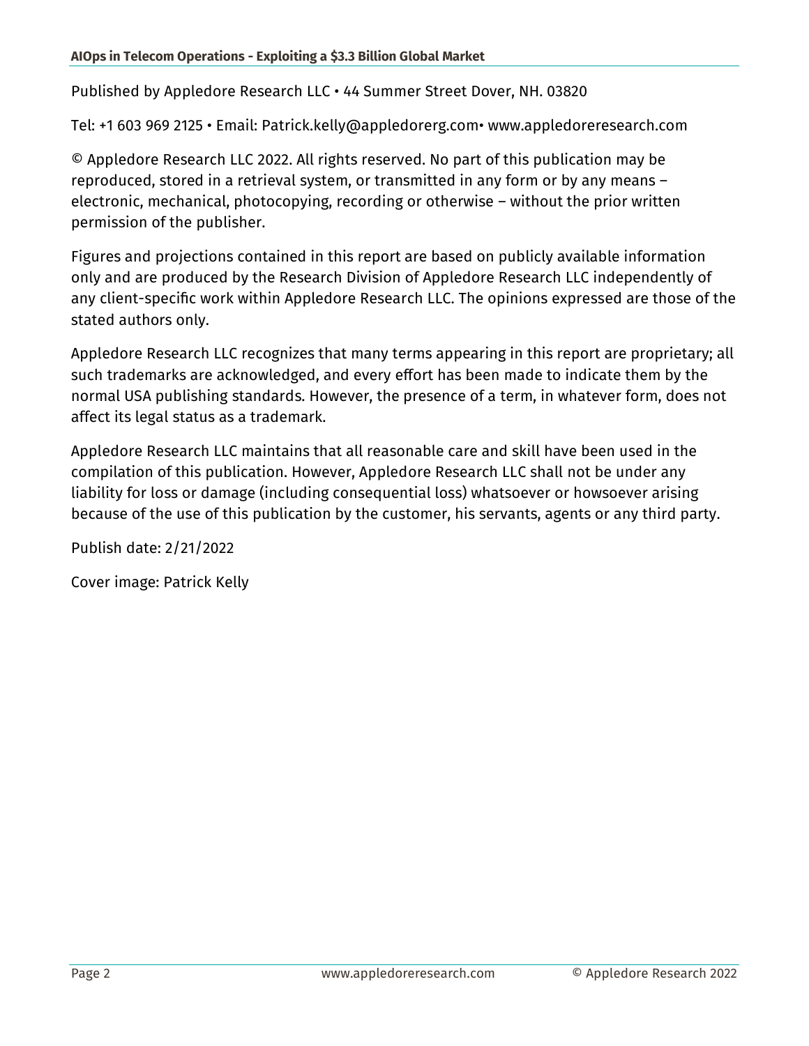Published by Appledore Research LLC • 44 Summer Street Dover, NH. 03820

Tel: +1 603 969 2125 • Email: Patrick.kelly@appledorerg.com• www.appledoreresearch.com

© Appledore Research LLC 2022. All rights reserved. No part of this publication may be reproduced, stored in a retrieval system, or transmitted in any form or by any means – electronic, mechanical, photocopying, recording or otherwise – without the prior written permission of the publisher.

Figures and projections contained in this report are based on publicly available information only and are produced by the Research Division of Appledore Research LLC independently of any client-specific work within Appledore Research LLC. The opinions expressed are those of the stated authors only.

Appledore Research LLC recognizes that many terms appearing in this report are proprietary; all such trademarks are acknowledged, and every effort has been made to indicate them by the normal USA publishing standards. However, the presence of a term, in whatever form, does not affect its legal status as a trademark.

Appledore Research LLC maintains that all reasonable care and skill have been used in the compilation of this publication. However, Appledore Research LLC shall not be under any liability for loss or damage (including consequential loss) whatsoever or howsoever arising because of the use of this publication by the customer, his servants, agents or any third party.

Publish date: 2/21/2022

Cover image: Patrick Kelly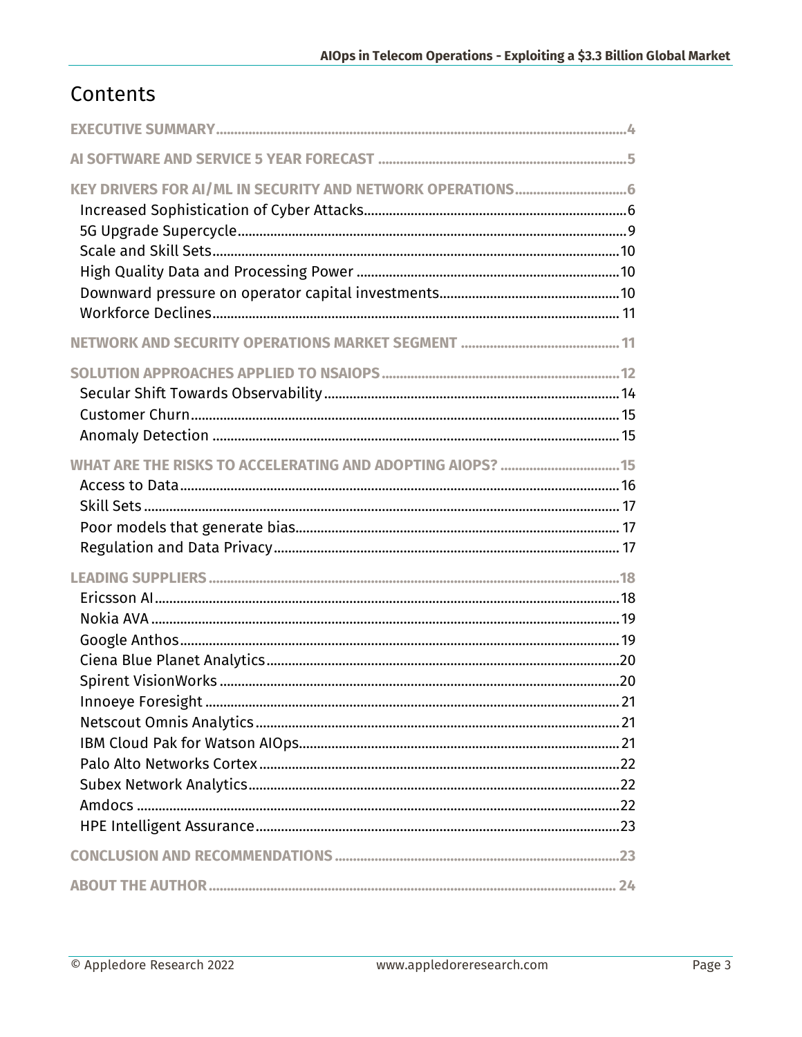# Contents

**EXECUTIVE SUMMARY** .......... 4

**AI SOFTWARE AND SERVICE 5 YEAR FORECAST** .......... 5

**KEY DRIVERS FOR AI/ML IN SECURITY AND NETWORK OPERATIONS** .......... 6
- Increased Sophistication of Cyber Attacks .......... 6
- 5G Upgrade Supercycle .......... 9
- Scale and Skill Sets .......... 10
- High Quality Data and Processing Power .......... 10
- Downward pressure on operator capital investments .......... 10
- Workforce Declines .......... 11

**NETWORK AND SECURITY OPERATIONS MARKET SEGMENT** .......... 11

**SOLUTION APPROACHES APPLIED TO NSAIOPS** .......... 12
- Secular Shift Towards Observability .......... 14
- Customer Churn .......... 15
- Anomaly Detection .......... 15

**WHAT ARE THE RISKS TO ACCELERATING AND ADOPTING AIOPS?** .......... 15
- Access to Data .......... 16
- Skill Sets .......... 17
- Poor models that generate bias .......... 17
- Regulation and Data Privacy .......... 17

**LEADING SUPPLIERS** .......... 18
- Ericsson AI .......... 18
- Nokia AVA .......... 19
- Google Anthos .......... 19
- Ciena Blue Planet Analytics .......... 20
- Spirent VisionWorks .......... 20
- Innoeye Foresight .......... 21
- Netscout Omnis Analytics .......... 21
- IBM Cloud Pak for Watson AIOps .......... 21
- Palo Alto Networks Cortex .......... 22
- Subex Network Analytics .......... 22
- Amdocs .......... 22
- HPE Intelligent Assurance .......... 23

**CONCLUSION AND RECOMMENDATIONS** .......... 23

**ABOUT THE AUTHOR** .......... 24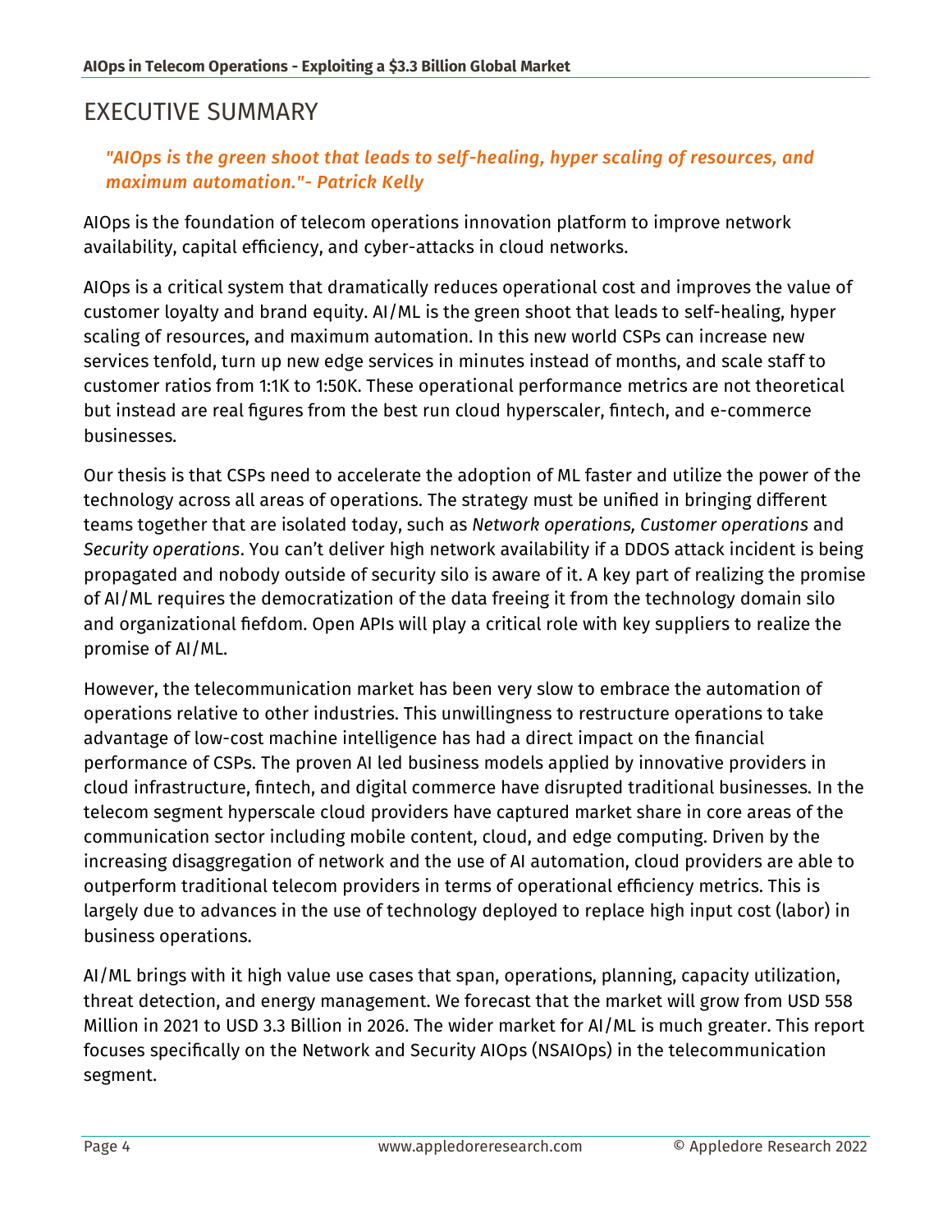# EXECUTIVE SUMMARY

*"AIOps is the green shoot that leads to self-healing, hyper scaling of resources, and maximum automation."- Patrick Kelly*

AIOps is the foundation of telecom operations innovation platform to improve network availability, capital efficiency, and cyber-attacks in cloud networks.

AIOps is a critical system that dramatically reduces operational cost and improves the value of customer loyalty and brand equity. AI/ML is the green shoot that leads to self-healing, hyper scaling of resources, and maximum automation. In this new world CSPs can increase new services tenfold, turn up new edge services in minutes instead of months, and scale staff to customer ratios from 1:1K to 1:50K. These operational performance metrics are not theoretical but instead are real figures from the best run cloud hyperscaler, fintech, and e-commerce businesses.

Our thesis is that CSPs need to accelerate the adoption of ML faster and utilize the power of the technology across all areas of operations. The strategy must be unified in bringing different teams together that are isolated today, such as *Network operations, Customer operations* and *Security operations*. You can't deliver high network availability if a DDOS attack incident is being propagated and nobody outside of security silo is aware of it. A key part of realizing the promise of AI/ML requires the democratization of the data freeing it from the technology domain silo and organizational fiefdom. Open APIs will play a critical role with key suppliers to realize the promise of AI/ML.

However, the telecommunication market has been very slow to embrace the automation of operations relative to other industries. This unwillingness to restructure operations to take advantage of low-cost machine intelligence has had a direct impact on the financial performance of CSPs. The proven AI led business models applied by innovative providers in cloud infrastructure, fintech, and digital commerce have disrupted traditional businesses. In the telecom segment hyperscale cloud providers have captured market share in core areas of the communication sector including mobile content, cloud, and edge computing. Driven by the increasing disaggregation of network and the use of AI automation, cloud providers are able to outperform traditional telecom providers in terms of operational efficiency metrics. This is largely due to advances in the use of technology deployed to replace high input cost (labor) in business operations.

AI/ML brings with it high value use cases that span, operations, planning, capacity utilization, threat detection, and energy management. We forecast that the market will grow from USD 558 Million in 2021 to USD 3.3 Billion in 2026. The wider market for AI/ML is much greater. This report focuses specifically on the Network and Security AIOps (NSAIOps) in the telecommunication segment.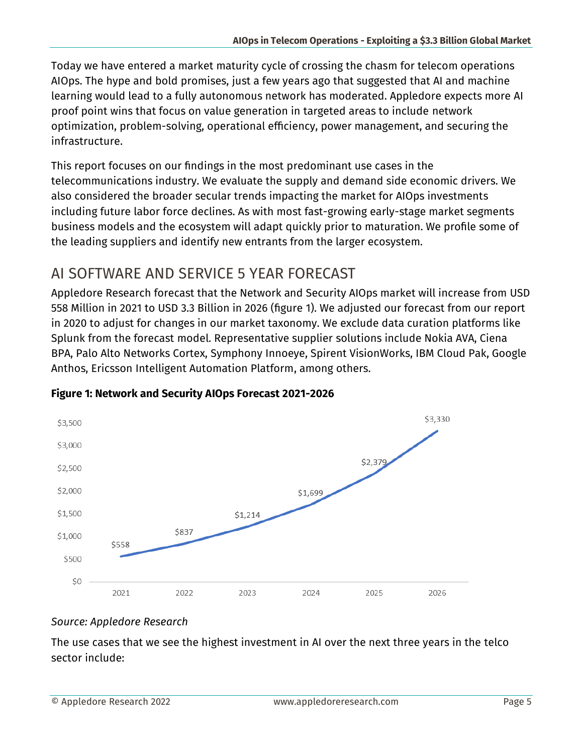Today we have entered a market maturity cycle of crossing the chasm for telecom operations AIOps. The hype and bold promises, just a few years ago that suggested that AI and machine learning would lead to a fully autonomous network has moderated. Appledore expects more AI proof point wins that focus on value generation in targeted areas to include network optimization, problem-solving, operational efficiency, power management, and securing the infrastructure.

This report focuses on our findings in the most predominant use cases in the telecommunications industry. We evaluate the supply and demand side economic drivers. We also considered the broader secular trends impacting the market for AIOps investments including future labor force declines. As with most fast-growing early-stage market segments business models and the ecosystem will adapt quickly prior to maturation. We profile some of the leading suppliers and identify new entrants from the larger ecosystem.

## AI SOFTWARE AND SERVICE 5 YEAR FORECAST

Appledore Research forecast that the Network and Security AIOps market will increase from USD 558 Million in 2021 to USD 3.3 Billion in 2026 (figure 1). We adjusted our forecast from our report in 2020 to adjust for changes in our market taxonomy. We exclude data curation platforms like Splunk from the forecast model. Representative supplier solutions include Nokia AVA, Ciena BPA, Palo Alto Networks Cortex, Symphony Innoeye, Spirent VisionWorks, IBM Cloud Pak, Google Anthos, Ericsson Intelligent Automation Platform, among others.

**Figure 1: Network and Security AIOps Forecast 2021-2026**

| Year | Value |
|---|---|
| 2021 | $558 |
| 2022 | $837 |
| 2023 | $1,214 |
| 2024 | $1,699 |
| 2025 | $2,379 |
| 2026 | $3,330 |

*Source: Appledore Research*

The use cases that we see the highest investment in AI over the next three years in the telco sector include: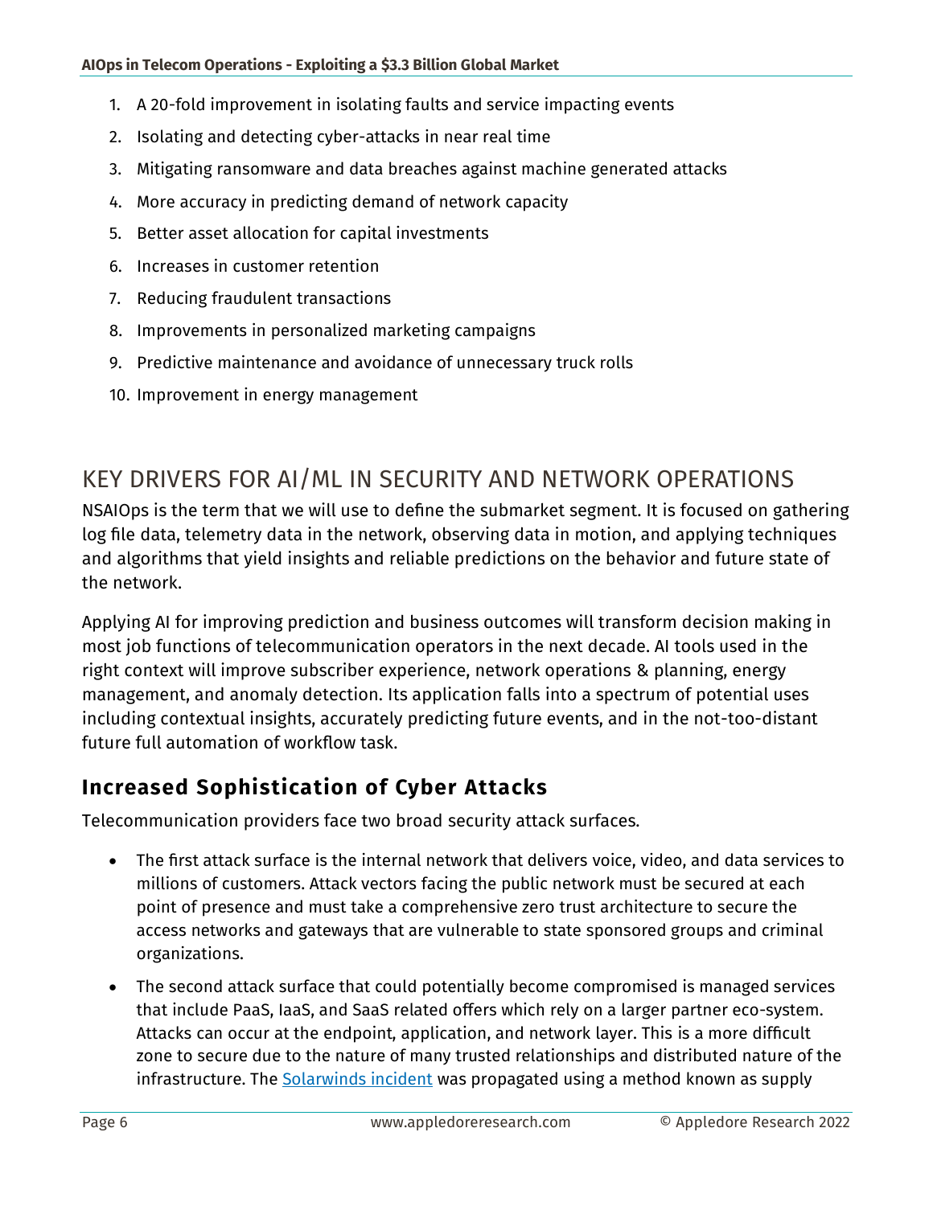1. A 20-fold improvement in isolating faults and service impacting events
2. Isolating and detecting cyber-attacks in near real time
3. Mitigating ransomware and data breaches against machine generated attacks
4. More accuracy in predicting demand of network capacity
5. Better asset allocation for capital investments
6. Increases in customer retention
7. Reducing fraudulent transactions
8. Improvements in personalized marketing campaigns
9. Predictive maintenance and avoidance of unnecessary truck rolls
10. Improvement in energy management

## KEY DRIVERS FOR AI/ML IN SECURITY AND NETWORK OPERATIONS

NSAIOps is the term that we will use to define the submarket segment. It is focused on gathering log file data, telemetry data in the network, observing data in motion, and applying techniques and algorithms that yield insights and reliable predictions on the behavior and future state of the network.

Applying AI for improving prediction and business outcomes will transform decision making in most job functions of telecommunication operators in the next decade. AI tools used in the right context will improve subscriber experience, network operations & planning, energy management, and anomaly detection. Its application falls into a spectrum of potential uses including contextual insights, accurately predicting future events, and in the not-too-distant future full automation of workflow task.

### Increased Sophistication of Cyber Attacks

Telecommunication providers face two broad security attack surfaces.

- The first attack surface is the internal network that delivers voice, video, and data services to millions of customers. Attack vectors facing the public network must be secured at each point of presence and must take a comprehensive zero trust architecture to secure the access networks and gateways that are vulnerable to state sponsored groups and criminal organizations.
- The second attack surface that could potentially become compromised is managed services that include PaaS, IaaS, and SaaS related offers which rely on a larger partner eco-system. Attacks can occur at the endpoint, application, and network layer. This is a more difficult zone to secure due to the nature of many trusted relationships and distributed nature of the infrastructure. The Solarwinds incident was propagated using a method known as supply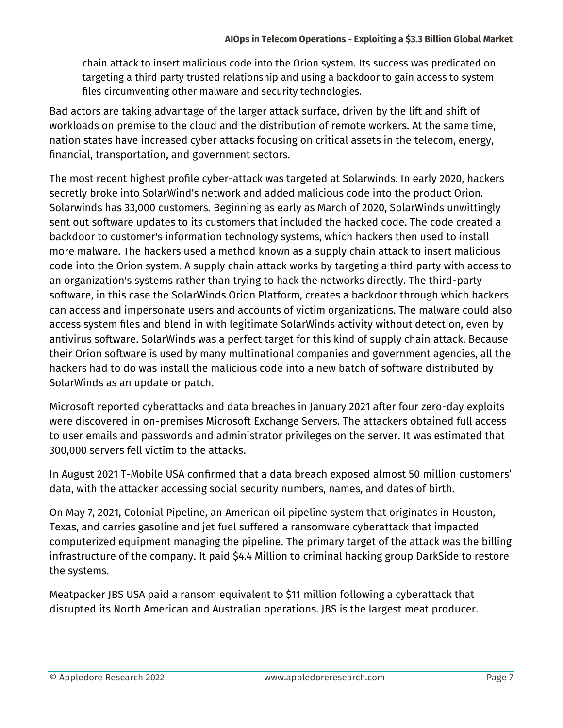chain attack to insert malicious code into the Orion system. Its success was predicated on targeting a third party trusted relationship and using a backdoor to gain access to system files circumventing other malware and security technologies.

Bad actors are taking advantage of the larger attack surface, driven by the lift and shift of workloads on premise to the cloud and the distribution of remote workers. At the same time, nation states have increased cyber attacks focusing on critical assets in the telecom, energy, financial, transportation, and government sectors.

The most recent highest profile cyber-attack was targeted at Solarwinds. In early 2020, hackers secretly broke into SolarWind's network and added malicious code into the product Orion. Solarwinds has 33,000 customers. Beginning as early as March of 2020, SolarWinds unwittingly sent out software updates to its customers that included the hacked code. The code created a backdoor to customer's information technology systems, which hackers then used to install more malware. The hackers used a method known as a supply chain attack to insert malicious code into the Orion system. A supply chain attack works by targeting a third party with access to an organization's systems rather than trying to hack the networks directly. The third-party software, in this case the SolarWinds Orion Platform, creates a backdoor through which hackers can access and impersonate users and accounts of victim organizations. The malware could also access system files and blend in with legitimate SolarWinds activity without detection, even by antivirus software. SolarWinds was a perfect target for this kind of supply chain attack. Because their Orion software is used by many multinational companies and government agencies, all the hackers had to do was install the malicious code into a new batch of software distributed by SolarWinds as an update or patch.

Microsoft reported cyberattacks and data breaches in January 2021 after four zero-day exploits were discovered in on-premises Microsoft Exchange Servers. The attackers obtained full access to user emails and passwords and administrator privileges on the server. It was estimated that 300,000 servers fell victim to the attacks.

In August 2021 T-Mobile USA confirmed that a data breach exposed almost 50 million customers' data, with the attacker accessing social security numbers, names, and dates of birth.

On May 7, 2021, Colonial Pipeline, an American oil pipeline system that originates in Houston, Texas, and carries gasoline and jet fuel suffered a ransomware cyberattack that impacted computerized equipment managing the pipeline. The primary target of the attack was the billing infrastructure of the company. It paid $4.4 Million to criminal hacking group DarkSide to restore the systems.

Meatpacker JBS USA paid a ransom equivalent to $11 million following a cyberattack that disrupted its North American and Australian operations. JBS is the largest meat producer.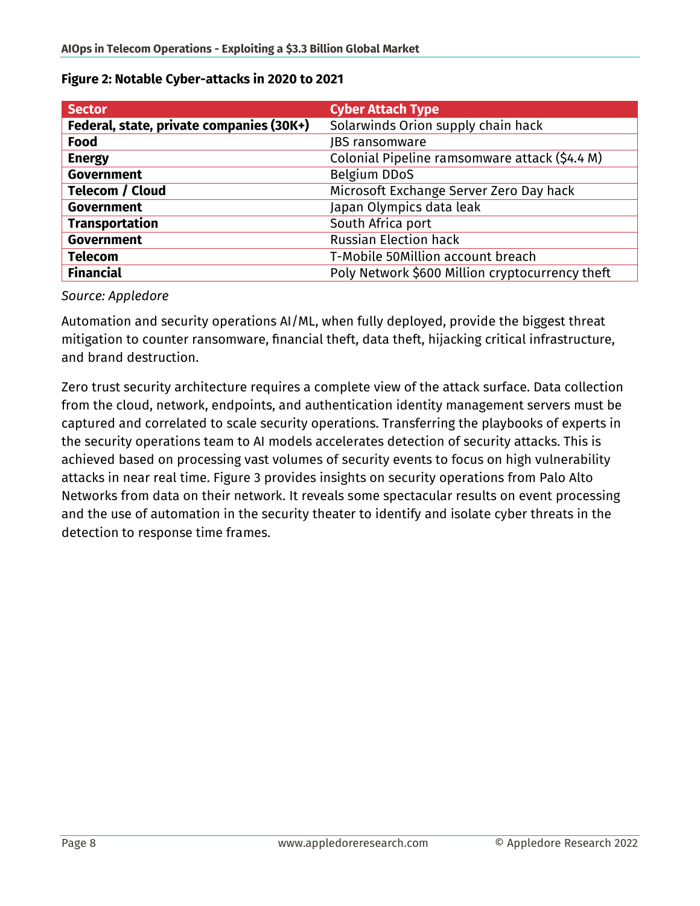**Figure 2: Notable Cyber-attacks in 2020 to 2021**

| Sector | Cyber Attach Type |
|---|---|
| **Federal, state, private companies (30K+)** | Solarwinds Orion supply chain hack |
| **Food** | JBS ransomware |
| **Energy** | Colonial Pipeline ramsomware attack ($4.4 M) |
| **Government** | Belgium DDoS |
| **Telecom / Cloud** | Microsoft Exchange Server Zero Day hack |
| **Government** | Japan Olympics data leak |
| **Transportation** | South Africa port |
| **Government** | Russian Election hack |
| **Telecom** | T-Mobile 50Million account breach |
| **Financial** | Poly Network $600 Million cryptocurrency theft |

*Source: Appledore*

Automation and security operations AI/ML, when fully deployed, provide the biggest threat mitigation to counter ransomware, financial theft, data theft, hijacking critical infrastructure, and brand destruction.

Zero trust security architecture requires a complete view of the attack surface. Data collection from the cloud, network, endpoints, and authentication identity management servers must be captured and correlated to scale security operations. Transferring the playbooks of experts in the security operations team to AI models accelerates detection of security attacks. This is achieved based on processing vast volumes of security events to focus on high vulnerability attacks in near real time. Figure 3 provides insights on security operations from Palo Alto Networks from data on their network. It reveals some spectacular results on event processing and the use of automation in the security theater to identify and isolate cyber threats in the detection to response time frames.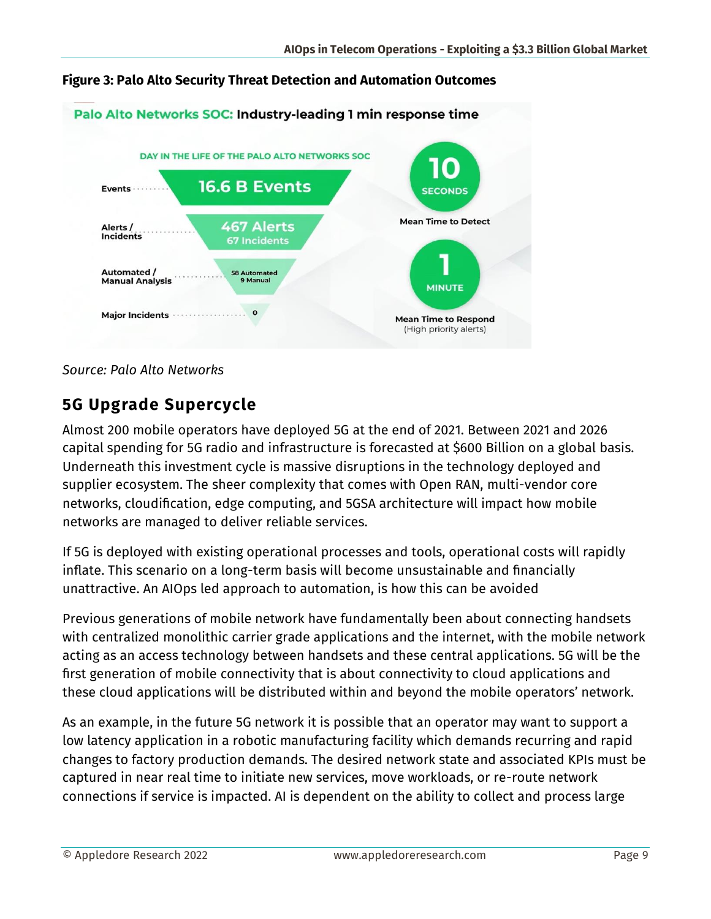**Figure 3: Palo Alto Security Threat Detection and Automation Outcomes**

Palo Alto Networks SOC: Industry-leading 1 min response time

DAY IN THE LIFE OF THE PALO ALTO NETWORKS SOC

| | |
|---|---|
| Events | 16.6 B Events |
| Alerts / Incidents | 467 Alerts, 67 Incidents |
| Automated / Manual Analysis | 58 Automated, 9 Manual |
| Major Incidents | 0 |

10 SECONDS — Mean Time to Detect

1 MINUTE — Mean Time to Respond (High priority alerts)

*Source: Palo Alto Networks*

## 5G Upgrade Supercycle

Almost 200 mobile operators have deployed 5G at the end of 2021. Between 2021 and 2026 capital spending for 5G radio and infrastructure is forecasted at $600 Billion on a global basis. Underneath this investment cycle is massive disruptions in the technology deployed and supplier ecosystem. The sheer complexity that comes with Open RAN, multi-vendor core networks, cloudification, edge computing, and 5GSA architecture will impact how mobile networks are managed to deliver reliable services.

If 5G is deployed with existing operational processes and tools, operational costs will rapidly inflate. This scenario on a long-term basis will become unsustainable and financially unattractive. An AIOps led approach to automation, is how this can be avoided

Previous generations of mobile network have fundamentally been about connecting handsets with centralized monolithic carrier grade applications and the internet, with the mobile network acting as an access technology between handsets and these central applications. 5G will be the first generation of mobile connectivity that is about connectivity to cloud applications and these cloud applications will be distributed within and beyond the mobile operators' network.

As an example, in the future 5G network it is possible that an operator may want to support a low latency application in a robotic manufacturing facility which demands recurring and rapid changes to factory production demands. The desired network state and associated KPIs must be captured in near real time to initiate new services, move workloads, or re-route network connections if service is impacted. AI is dependent on the ability to collect and process large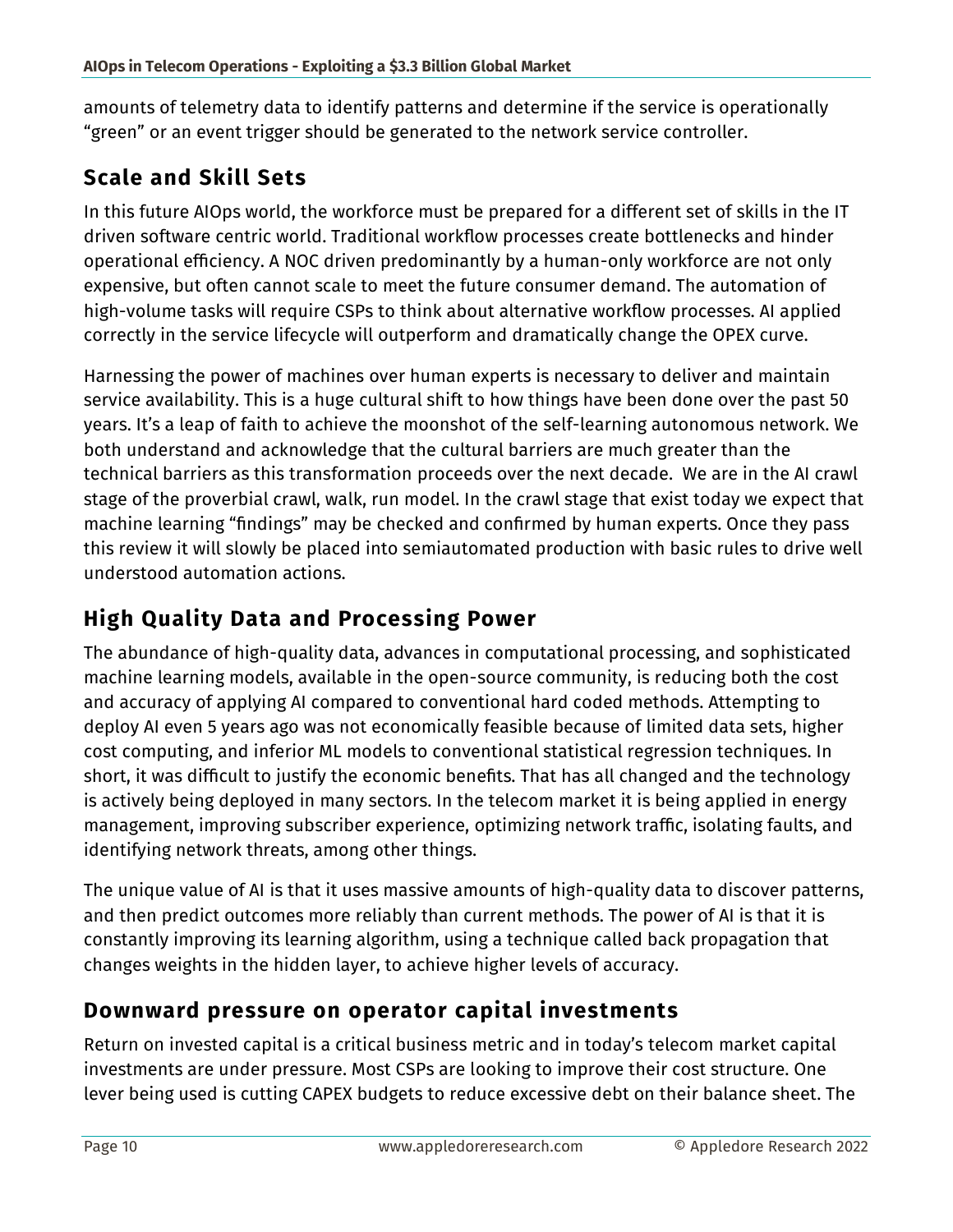amounts of telemetry data to identify patterns and determine if the service is operationally "green" or an event trigger should be generated to the network service controller.

## Scale and Skill Sets

In this future AIOps world, the workforce must be prepared for a different set of skills in the IT driven software centric world. Traditional workflow processes create bottlenecks and hinder operational efficiency. A NOC driven predominantly by a human-only workforce are not only expensive, but often cannot scale to meet the future consumer demand. The automation of high-volume tasks will require CSPs to think about alternative workflow processes. AI applied correctly in the service lifecycle will outperform and dramatically change the OPEX curve.

Harnessing the power of machines over human experts is necessary to deliver and maintain service availability. This is a huge cultural shift to how things have been done over the past 50 years. It's a leap of faith to achieve the moonshot of the self-learning autonomous network. We both understand and acknowledge that the cultural barriers are much greater than the technical barriers as this transformation proceeds over the next decade. We are in the AI crawl stage of the proverbial crawl, walk, run model. In the crawl stage that exist today we expect that machine learning "findings" may be checked and confirmed by human experts. Once they pass this review it will slowly be placed into semiautomated production with basic rules to drive well understood automation actions.

## High Quality Data and Processing Power

The abundance of high-quality data, advances in computational processing, and sophisticated machine learning models, available in the open-source community, is reducing both the cost and accuracy of applying AI compared to conventional hard coded methods. Attempting to deploy AI even 5 years ago was not economically feasible because of limited data sets, higher cost computing, and inferior ML models to conventional statistical regression techniques. In short, it was difficult to justify the economic benefits. That has all changed and the technology is actively being deployed in many sectors. In the telecom market it is being applied in energy management, improving subscriber experience, optimizing network traffic, isolating faults, and identifying network threats, among other things.

The unique value of AI is that it uses massive amounts of high-quality data to discover patterns, and then predict outcomes more reliably than current methods. The power of AI is that it is constantly improving its learning algorithm, using a technique called back propagation that changes weights in the hidden layer, to achieve higher levels of accuracy.

## Downward pressure on operator capital investments

Return on invested capital is a critical business metric and in today's telecom market capital investments are under pressure. Most CSPs are looking to improve their cost structure. One lever being used is cutting CAPEX budgets to reduce excessive debt on their balance sheet. The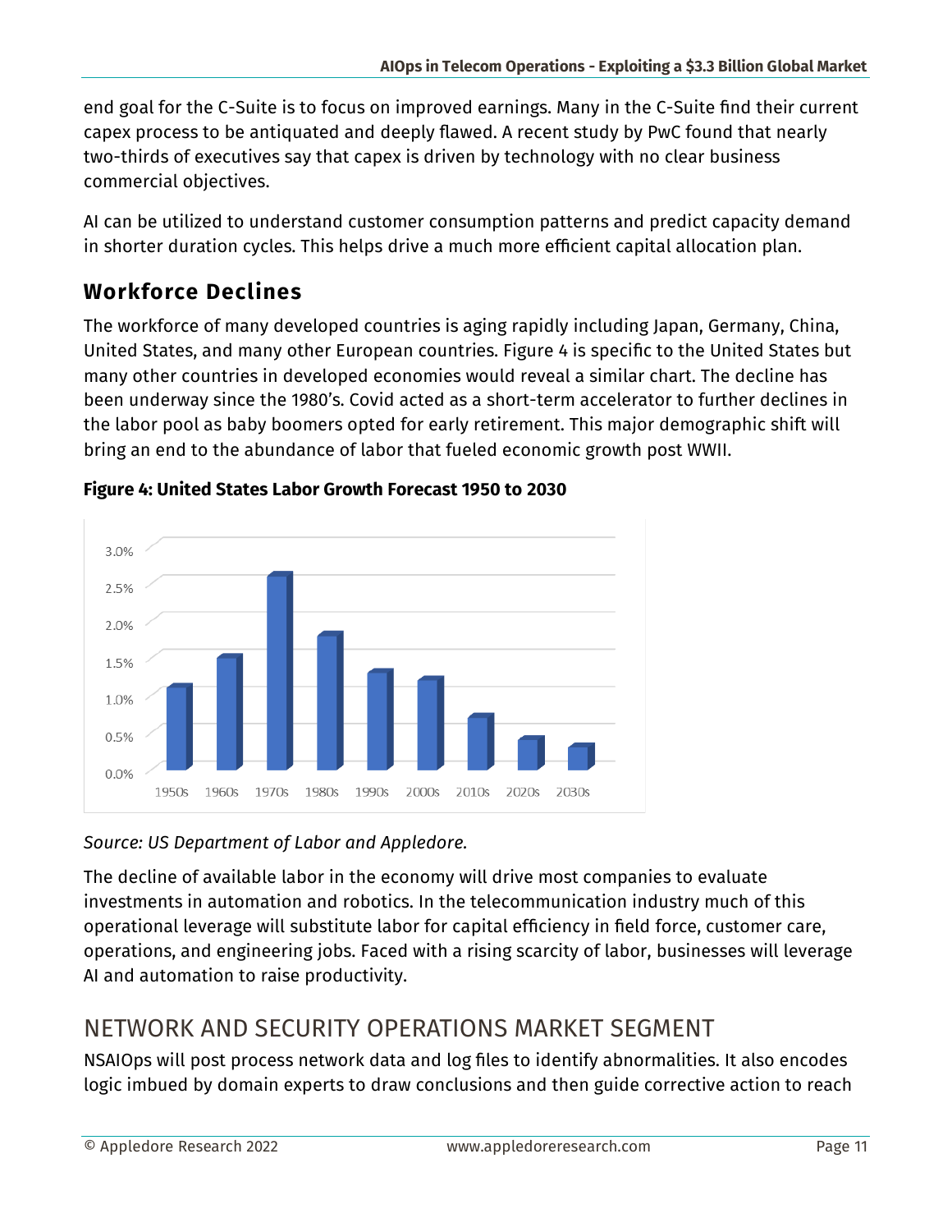end goal for the C-Suite is to focus on improved earnings. Many in the C-Suite find their current capex process to be antiquated and deeply flawed. A recent study by PwC found that nearly two-thirds of executives say that capex is driven by technology with no clear business commercial objectives.

AI can be utilized to understand customer consumption patterns and predict capacity demand in shorter duration cycles. This helps drive a much more efficient capital allocation plan.

## Workforce Declines

The workforce of many developed countries is aging rapidly including Japan, Germany, China, United States, and many other European countries. Figure 4 is specific to the United States but many other countries in developed economies would reveal a similar chart. The decline has been underway since the 1980's. Covid acted as a short-term accelerator to further declines in the labor pool as baby boomers opted for early retirement. This major demographic shift will bring an end to the abundance of labor that fueled economic growth post WWII.

**Figure 4: United States Labor Growth Forecast 1950 to 2030**

*Source: US Department of Labor and Appledore.*

The decline of available labor in the economy will drive most companies to evaluate investments in automation and robotics. In the telecommunication industry much of this operational leverage will substitute labor for capital efficiency in field force, customer care, operations, and engineering jobs. Faced with a rising scarcity of labor, businesses will leverage AI and automation to raise productivity.

# NETWORK AND SECURITY OPERATIONS MARKET SEGMENT

NSAIOps will post process network data and log files to identify abnormalities. It also encodes logic imbued by domain experts to draw conclusions and then guide corrective action to reach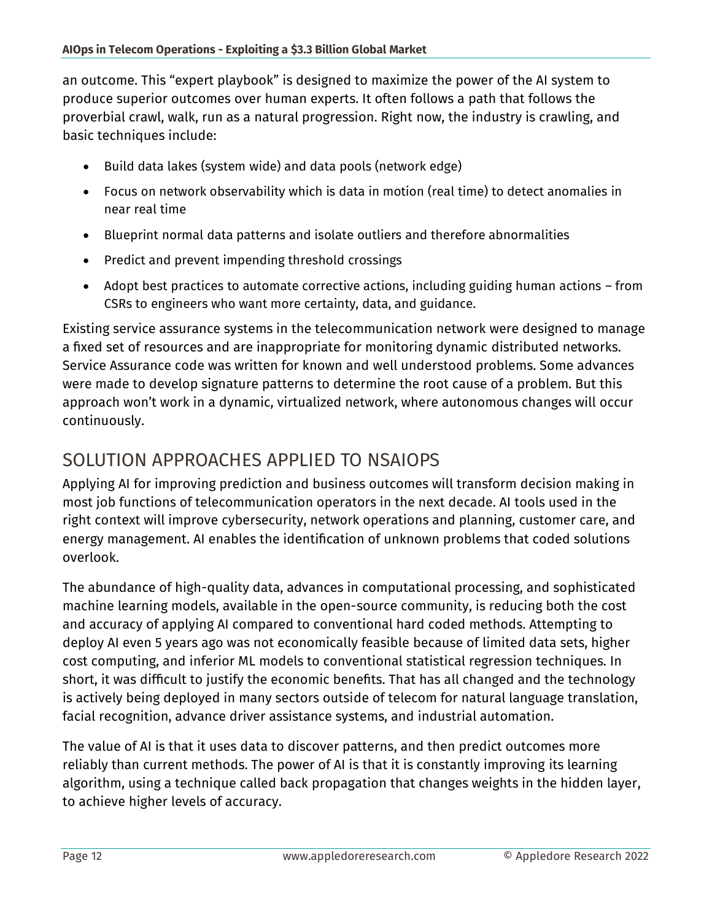an outcome. This "expert playbook" is designed to maximize the power of the AI system to produce superior outcomes over human experts. It often follows a path that follows the proverbial crawl, walk, run as a natural progression. Right now, the industry is crawling, and basic techniques include:

- Build data lakes (system wide) and data pools (network edge)
- Focus on network observability which is data in motion (real time) to detect anomalies in near real time
- Blueprint normal data patterns and isolate outliers and therefore abnormalities
- Predict and prevent impending threshold crossings
- Adopt best practices to automate corrective actions, including guiding human actions – from CSRs to engineers who want more certainty, data, and guidance.

Existing service assurance systems in the telecommunication network were designed to manage a fixed set of resources and are inappropriate for monitoring dynamic distributed networks. Service Assurance code was written for known and well understood problems. Some advances were made to develop signature patterns to determine the root cause of a problem. But this approach won't work in a dynamic, virtualized network, where autonomous changes will occur continuously.

## SOLUTION APPROACHES APPLIED TO NSAIOPS

Applying AI for improving prediction and business outcomes will transform decision making in most job functions of telecommunication operators in the next decade. AI tools used in the right context will improve cybersecurity, network operations and planning, customer care, and energy management. AI enables the identification of unknown problems that coded solutions overlook.

The abundance of high-quality data, advances in computational processing, and sophisticated machine learning models, available in the open-source community, is reducing both the cost and accuracy of applying AI compared to conventional hard coded methods. Attempting to deploy AI even 5 years ago was not economically feasible because of limited data sets, higher cost computing, and inferior ML models to conventional statistical regression techniques. In short, it was difficult to justify the economic benefits. That has all changed and the technology is actively being deployed in many sectors outside of telecom for natural language translation, facial recognition, advance driver assistance systems, and industrial automation.

The value of AI is that it uses data to discover patterns, and then predict outcomes more reliably than current methods. The power of AI is that it is constantly improving its learning algorithm, using a technique called back propagation that changes weights in the hidden layer, to achieve higher levels of accuracy.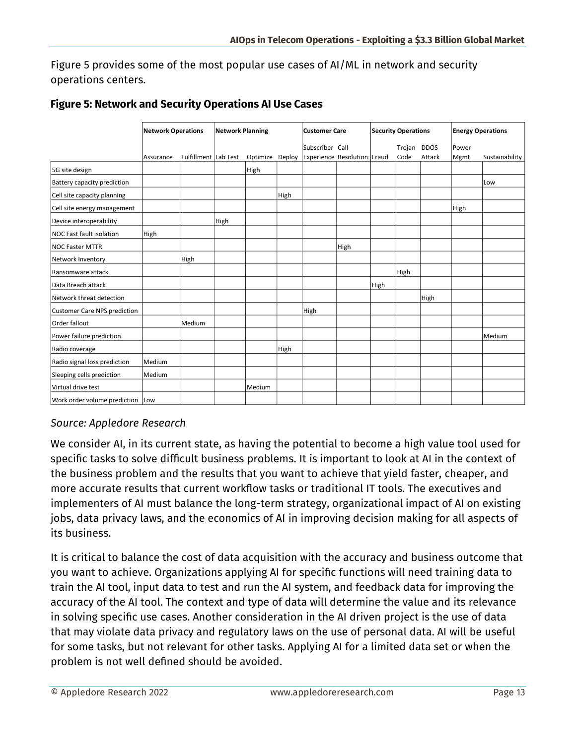Figure 5 provides some of the most popular use cases of AI/ML in network and security operations centers.

**Figure 5: Network and Security Operations AI Use Cases**

| | Network Operations | | Network Planning | | | Customer Care | | Security Operations | | | Energy Operations | |
|---|---|---|---|---|---|---|---|---|---|---|---|---|
| | Assurance | Fulfillment | Lab Test | Optimize | Deploy | Subscriber Experience | Call Resolution | Fraud | Trojan Code | DDOS Attack | Power Mgmt | Sustainability |
| 5G site design | | | | High | | | | | | | | |
| Battery capacity prediction | | | | | | | | | | | | Low |
| Cell site capacity planning | | | | | High | | | | | | | |
| Cell site energy management | | | | | | | | | | | High | |
| Device interoperability | | | High | | | | | | | | | |
| NOC Fast fault isolation | High | | | | | | | | | | | |
| NOC Faster MTTR | | | | | | | High | | | | | |
| Network Inventory | | High | | | | | | | | | | |
| Ransomware attack | | | | | | | | | High | | | |
| Data Breach attack | | | | | | | | High | | | | |
| Network threat detection | | | | | | | | | | High | | |
| Customer Care NPS prediction | | | | | | High | | | | | | |
| Order fallout | | Medium | | | | | | | | | | |
| Power failure prediction | | | | | | | | | | | | Medium |
| Radio coverage | | | | | High | | | | | | | |
| Radio signal loss prediction | Medium | | | | | | | | | | | |
| Sleeping cells prediction | Medium | | | | | | | | | | | |
| Virtual drive test | | | | Medium | | | | | | | | |
| Work order volume prediction | Low | | | | | | | | | | | |

*Source: Appledore Research*

We consider AI, in its current state, as having the potential to become a high value tool used for specific tasks to solve difficult business problems. It is important to look at AI in the context of the business problem and the results that you want to achieve that yield faster, cheaper, and more accurate results that current workflow tasks or traditional IT tools. The executives and implementers of AI must balance the long-term strategy, organizational impact of AI on existing jobs, data privacy laws, and the economics of AI in improving decision making for all aspects of its business.

It is critical to balance the cost of data acquisition with the accuracy and business outcome that you want to achieve. Organizations applying AI for specific functions will need training data to train the AI tool, input data to test and run the AI system, and feedback data for improving the accuracy of the AI tool. The context and type of data will determine the value and its relevance in solving specific use cases. Another consideration in the AI driven project is the use of data that may violate data privacy and regulatory laws on the use of personal data. AI will be useful for some tasks, but not relevant for other tasks. Applying AI for a limited data set or when the problem is not well defined should be avoided.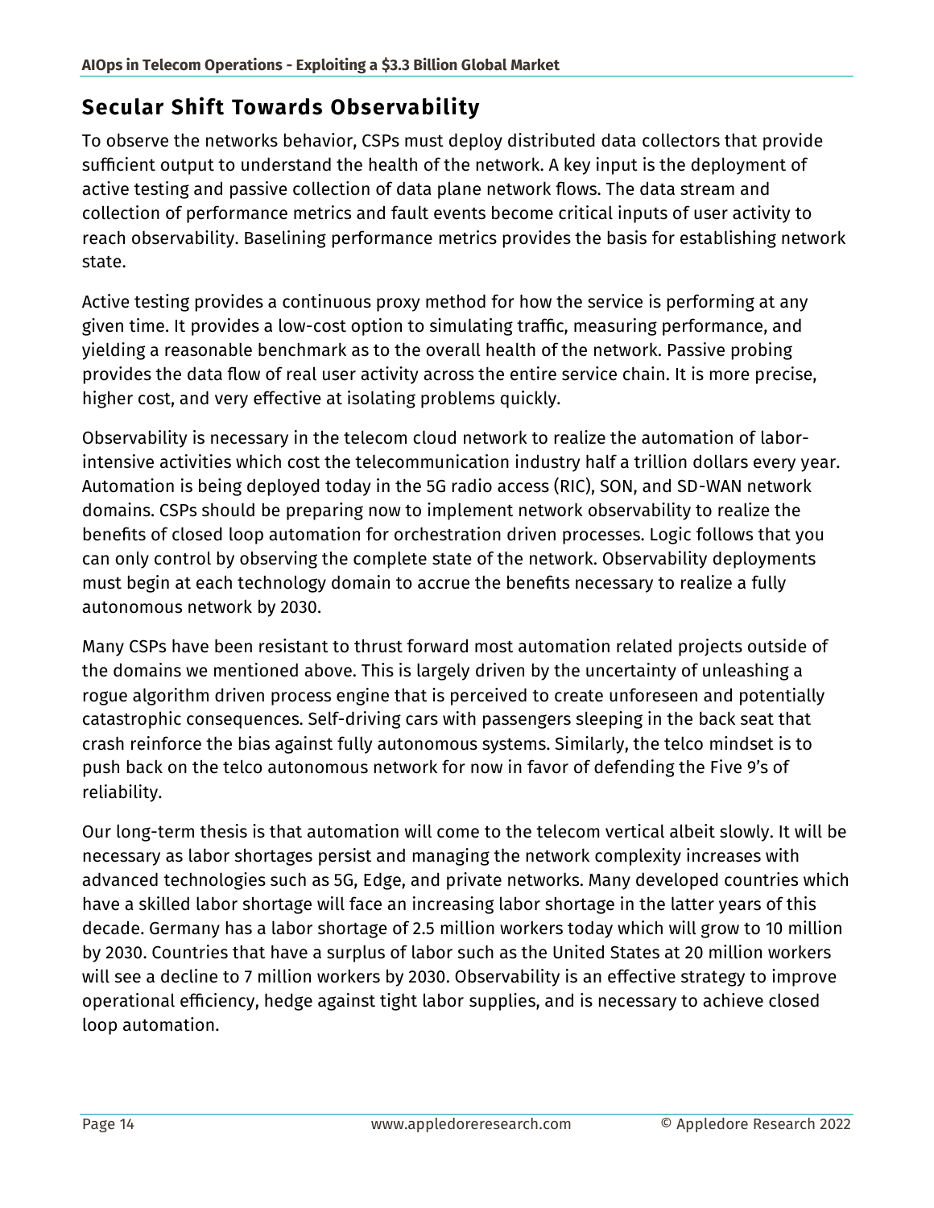## Secular Shift Towards Observability

To observe the networks behavior, CSPs must deploy distributed data collectors that provide sufficient output to understand the health of the network. A key input is the deployment of active testing and passive collection of data plane network flows. The data stream and collection of performance metrics and fault events become critical inputs of user activity to reach observability. Baselining performance metrics provides the basis for establishing network state.

Active testing provides a continuous proxy method for how the service is performing at any given time. It provides a low-cost option to simulating traffic, measuring performance, and yielding a reasonable benchmark as to the overall health of the network. Passive probing provides the data flow of real user activity across the entire service chain. It is more precise, higher cost, and very effective at isolating problems quickly.

Observability is necessary in the telecom cloud network to realize the automation of labor-intensive activities which cost the telecommunication industry half a trillion dollars every year. Automation is being deployed today in the 5G radio access (RIC), SON, and SD-WAN network domains. CSPs should be preparing now to implement network observability to realize the benefits of closed loop automation for orchestration driven processes. Logic follows that you can only control by observing the complete state of the network. Observability deployments must begin at each technology domain to accrue the benefits necessary to realize a fully autonomous network by 2030.

Many CSPs have been resistant to thrust forward most automation related projects outside of the domains we mentioned above. This is largely driven by the uncertainty of unleashing a rogue algorithm driven process engine that is perceived to create unforeseen and potentially catastrophic consequences. Self-driving cars with passengers sleeping in the back seat that crash reinforce the bias against fully autonomous systems. Similarly, the telco mindset is to push back on the telco autonomous network for now in favor of defending the Five 9's of reliability.

Our long-term thesis is that automation will come to the telecom vertical albeit slowly. It will be necessary as labor shortages persist and managing the network complexity increases with advanced technologies such as 5G, Edge, and private networks. Many developed countries which have a skilled labor shortage will face an increasing labor shortage in the latter years of this decade. Germany has a labor shortage of 2.5 million workers today which will grow to 10 million by 2030. Countries that have a surplus of labor such as the United States at 20 million workers will see a decline to 7 million workers by 2030. Observability is an effective strategy to improve operational efficiency, hedge against tight labor supplies, and is necessary to achieve closed loop automation.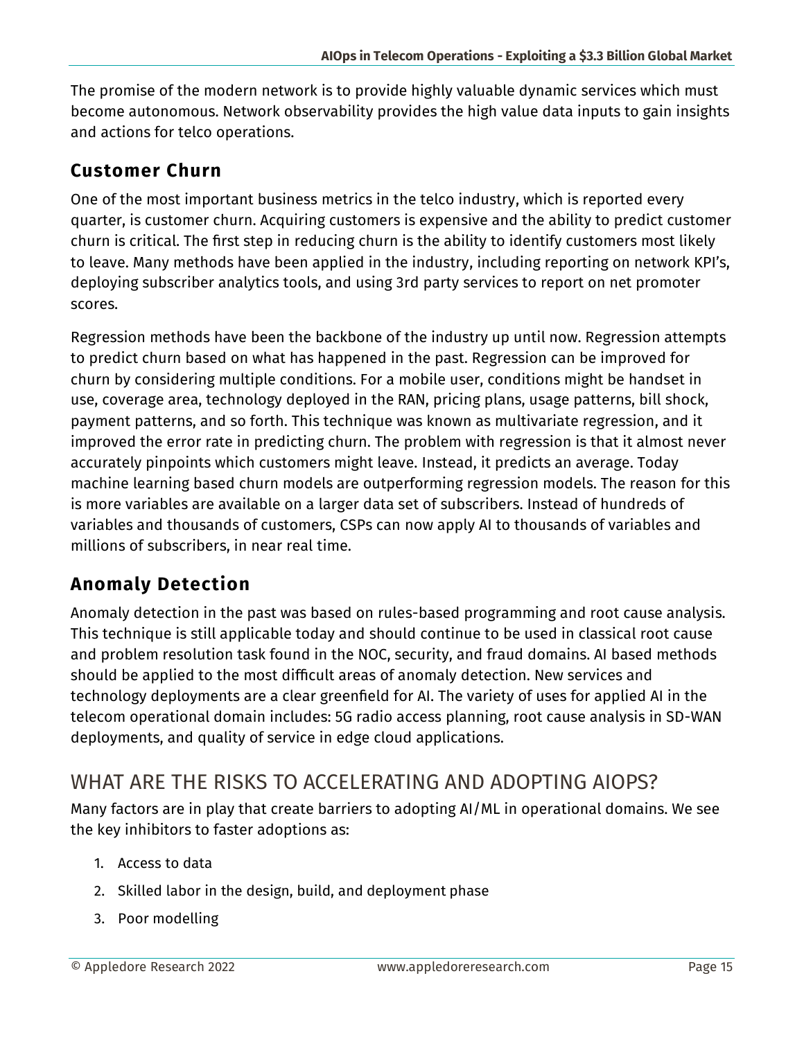The promise of the modern network is to provide highly valuable dynamic services which must become autonomous. Network observability provides the high value data inputs to gain insights and actions for telco operations.

### Customer Churn

One of the most important business metrics in the telco industry, which is reported every quarter, is customer churn. Acquiring customers is expensive and the ability to predict customer churn is critical. The first step in reducing churn is the ability to identify customers most likely to leave. Many methods have been applied in the industry, including reporting on network KPI's, deploying subscriber analytics tools, and using 3rd party services to report on net promoter scores.

Regression methods have been the backbone of the industry up until now. Regression attempts to predict churn based on what has happened in the past. Regression can be improved for churn by considering multiple conditions. For a mobile user, conditions might be handset in use, coverage area, technology deployed in the RAN, pricing plans, usage patterns, bill shock, payment patterns, and so forth. This technique was known as multivariate regression, and it improved the error rate in predicting churn. The problem with regression is that it almost never accurately pinpoints which customers might leave. Instead, it predicts an average. Today machine learning based churn models are outperforming regression models. The reason for this is more variables are available on a larger data set of subscribers. Instead of hundreds of variables and thousands of customers, CSPs can now apply AI to thousands of variables and millions of subscribers, in near real time.

### Anomaly Detection

Anomaly detection in the past was based on rules-based programming and root cause analysis. This technique is still applicable today and should continue to be used in classical root cause and problem resolution task found in the NOC, security, and fraud domains. AI based methods should be applied to the most difficult areas of anomaly detection. New services and technology deployments are a clear greenfield for AI. The variety of uses for applied AI in the telecom operational domain includes: 5G radio access planning, root cause analysis in SD-WAN deployments, and quality of service in edge cloud applications.

## WHAT ARE THE RISKS TO ACCELERATING AND ADOPTING AIOPS?

Many factors are in play that create barriers to adopting AI/ML in operational domains. We see the key inhibitors to faster adoptions as:

1. Access to data
2. Skilled labor in the design, build, and deployment phase
3. Poor modelling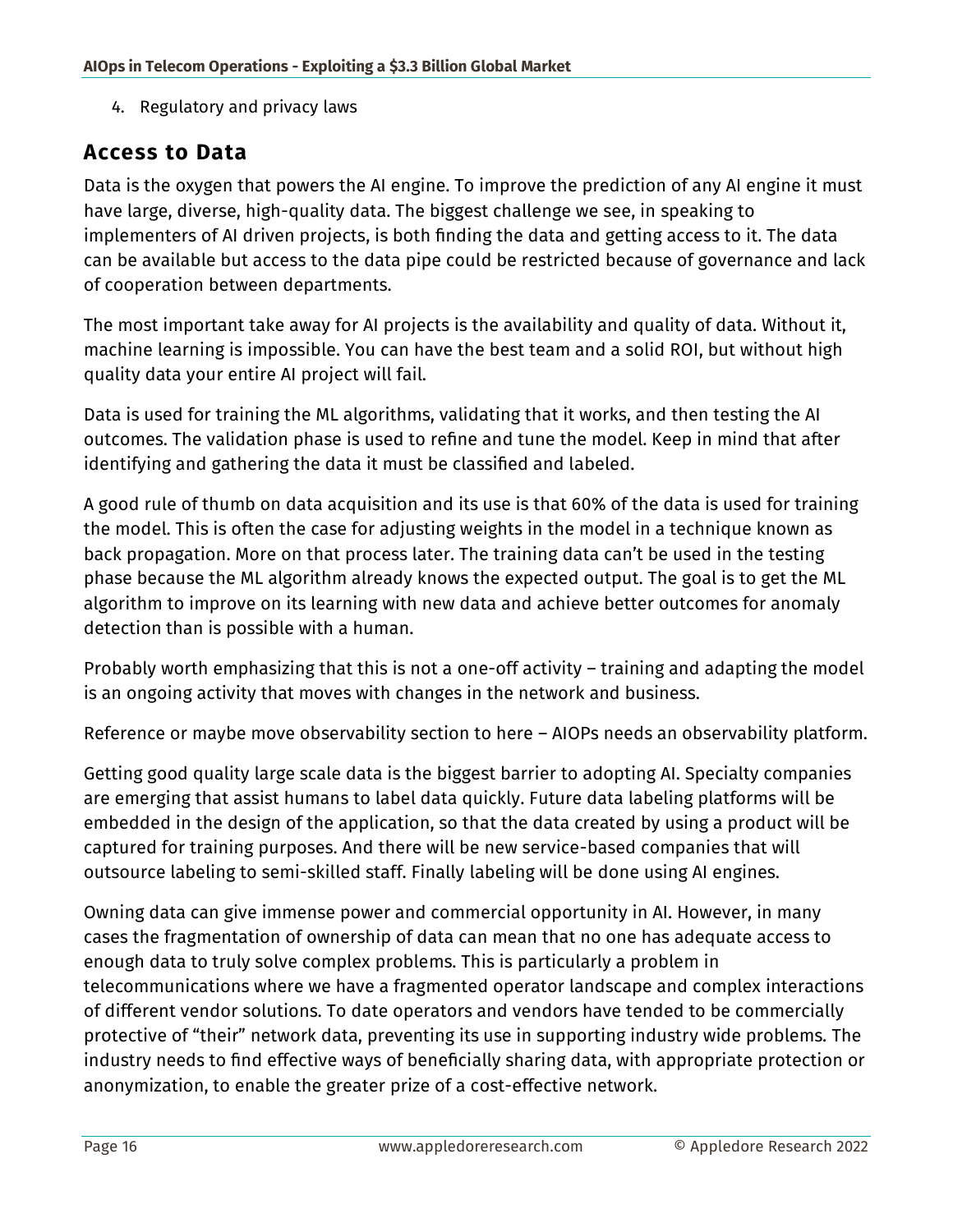4. Regulatory and privacy laws

## Access to Data

Data is the oxygen that powers the AI engine. To improve the prediction of any AI engine it must have large, diverse, high-quality data. The biggest challenge we see, in speaking to implementers of AI driven projects, is both finding the data and getting access to it. The data can be available but access to the data pipe could be restricted because of governance and lack of cooperation between departments.

The most important take away for AI projects is the availability and quality of data. Without it, machine learning is impossible. You can have the best team and a solid ROI, but without high quality data your entire AI project will fail.

Data is used for training the ML algorithms, validating that it works, and then testing the AI outcomes. The validation phase is used to refine and tune the model. Keep in mind that after identifying and gathering the data it must be classified and labeled.

A good rule of thumb on data acquisition and its use is that 60% of the data is used for training the model. This is often the case for adjusting weights in the model in a technique known as back propagation. More on that process later. The training data can't be used in the testing phase because the ML algorithm already knows the expected output. The goal is to get the ML algorithm to improve on its learning with new data and achieve better outcomes for anomaly detection than is possible with a human.

Probably worth emphasizing that this is not a one-off activity – training and adapting the model is an ongoing activity that moves with changes in the network and business.

Reference or maybe move observability section to here – AIOPs needs an observability platform.

Getting good quality large scale data is the biggest barrier to adopting AI. Specialty companies are emerging that assist humans to label data quickly. Future data labeling platforms will be embedded in the design of the application, so that the data created by using a product will be captured for training purposes. And there will be new service-based companies that will outsource labeling to semi-skilled staff. Finally labeling will be done using AI engines.

Owning data can give immense power and commercial opportunity in AI. However, in many cases the fragmentation of ownership of data can mean that no one has adequate access to enough data to truly solve complex problems. This is particularly a problem in telecommunications where we have a fragmented operator landscape and complex interactions of different vendor solutions. To date operators and vendors have tended to be commercially protective of "their" network data, preventing its use in supporting industry wide problems. The industry needs to find effective ways of beneficially sharing data, with appropriate protection or anonymization, to enable the greater prize of a cost-effective network.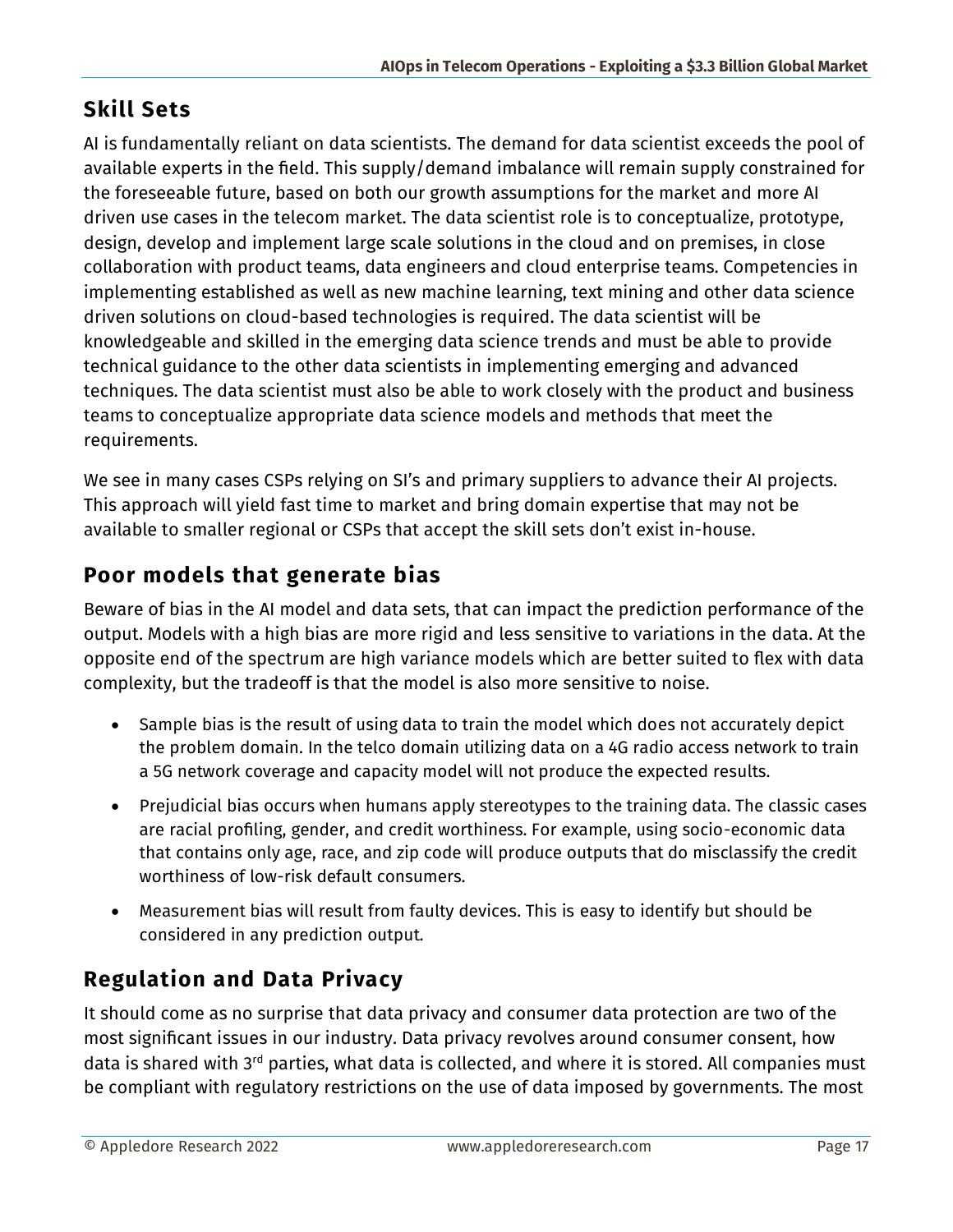## Skill Sets

AI is fundamentally reliant on data scientists. The demand for data scientist exceeds the pool of available experts in the field. This supply/demand imbalance will remain supply constrained for the foreseeable future, based on both our growth assumptions for the market and more AI driven use cases in the telecom market. The data scientist role is to conceptualize, prototype, design, develop and implement large scale solutions in the cloud and on premises, in close collaboration with product teams, data engineers and cloud enterprise teams. Competencies in implementing established as well as new machine learning, text mining and other data science driven solutions on cloud-based technologies is required. The data scientist will be knowledgeable and skilled in the emerging data science trends and must be able to provide technical guidance to the other data scientists in implementing emerging and advanced techniques. The data scientist must also be able to work closely with the product and business teams to conceptualize appropriate data science models and methods that meet the requirements.

We see in many cases CSPs relying on SI's and primary suppliers to advance their AI projects. This approach will yield fast time to market and bring domain expertise that may not be available to smaller regional or CSPs that accept the skill sets don't exist in-house.

## Poor models that generate bias

Beware of bias in the AI model and data sets, that can impact the prediction performance of the output. Models with a high bias are more rigid and less sensitive to variations in the data. At the opposite end of the spectrum are high variance models which are better suited to flex with data complexity, but the tradeoff is that the model is also more sensitive to noise.

- Sample bias is the result of using data to train the model which does not accurately depict the problem domain. In the telco domain utilizing data on a 4G radio access network to train a 5G network coverage and capacity model will not produce the expected results.
- Prejudicial bias occurs when humans apply stereotypes to the training data. The classic cases are racial profiling, gender, and credit worthiness. For example, using socio-economic data that contains only age, race, and zip code will produce outputs that do misclassify the credit worthiness of low-risk default consumers.
- Measurement bias will result from faulty devices. This is easy to identify but should be considered in any prediction output.

## Regulation and Data Privacy

It should come as no surprise that data privacy and consumer data protection are two of the most significant issues in our industry. Data privacy revolves around consumer consent, how data is shared with 3rd parties, what data is collected, and where it is stored. All companies must be compliant with regulatory restrictions on the use of data imposed by governments. The most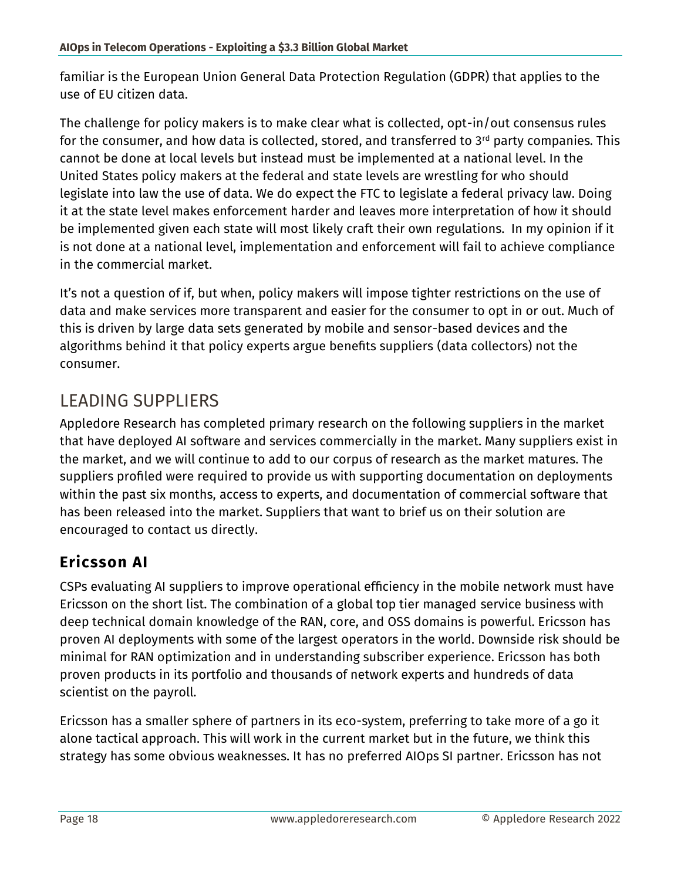familiar is the European Union General Data Protection Regulation (GDPR) that applies to the use of EU citizen data.

The challenge for policy makers is to make clear what is collected, opt-in/out consensus rules for the consumer, and how data is collected, stored, and transferred to 3rd party companies. This cannot be done at local levels but instead must be implemented at a national level. In the United States policy makers at the federal and state levels are wrestling for who should legislate into law the use of data. We do expect the FTC to legislate a federal privacy law. Doing it at the state level makes enforcement harder and leaves more interpretation of how it should be implemented given each state will most likely craft their own regulations. In my opinion if it is not done at a national level, implementation and enforcement will fail to achieve compliance in the commercial market.

It's not a question of if, but when, policy makers will impose tighter restrictions on the use of data and make services more transparent and easier for the consumer to opt in or out. Much of this is driven by large data sets generated by mobile and sensor-based devices and the algorithms behind it that policy experts argue benefits suppliers (data collectors) not the consumer.

## LEADING SUPPLIERS

Appledore Research has completed primary research on the following suppliers in the market that have deployed AI software and services commercially in the market. Many suppliers exist in the market, and we will continue to add to our corpus of research as the market matures. The suppliers profiled were required to provide us with supporting documentation on deployments within the past six months, access to experts, and documentation of commercial software that has been released into the market. Suppliers that want to brief us on their solution are encouraged to contact us directly.

### Ericsson AI

CSPs evaluating AI suppliers to improve operational efficiency in the mobile network must have Ericsson on the short list. The combination of a global top tier managed service business with deep technical domain knowledge of the RAN, core, and OSS domains is powerful. Ericsson has proven AI deployments with some of the largest operators in the world. Downside risk should be minimal for RAN optimization and in understanding subscriber experience. Ericsson has both proven products in its portfolio and thousands of network experts and hundreds of data scientist on the payroll.

Ericsson has a smaller sphere of partners in its eco-system, preferring to take more of a go it alone tactical approach. This will work in the current market but in the future, we think this strategy has some obvious weaknesses. It has no preferred AIOps SI partner. Ericsson has not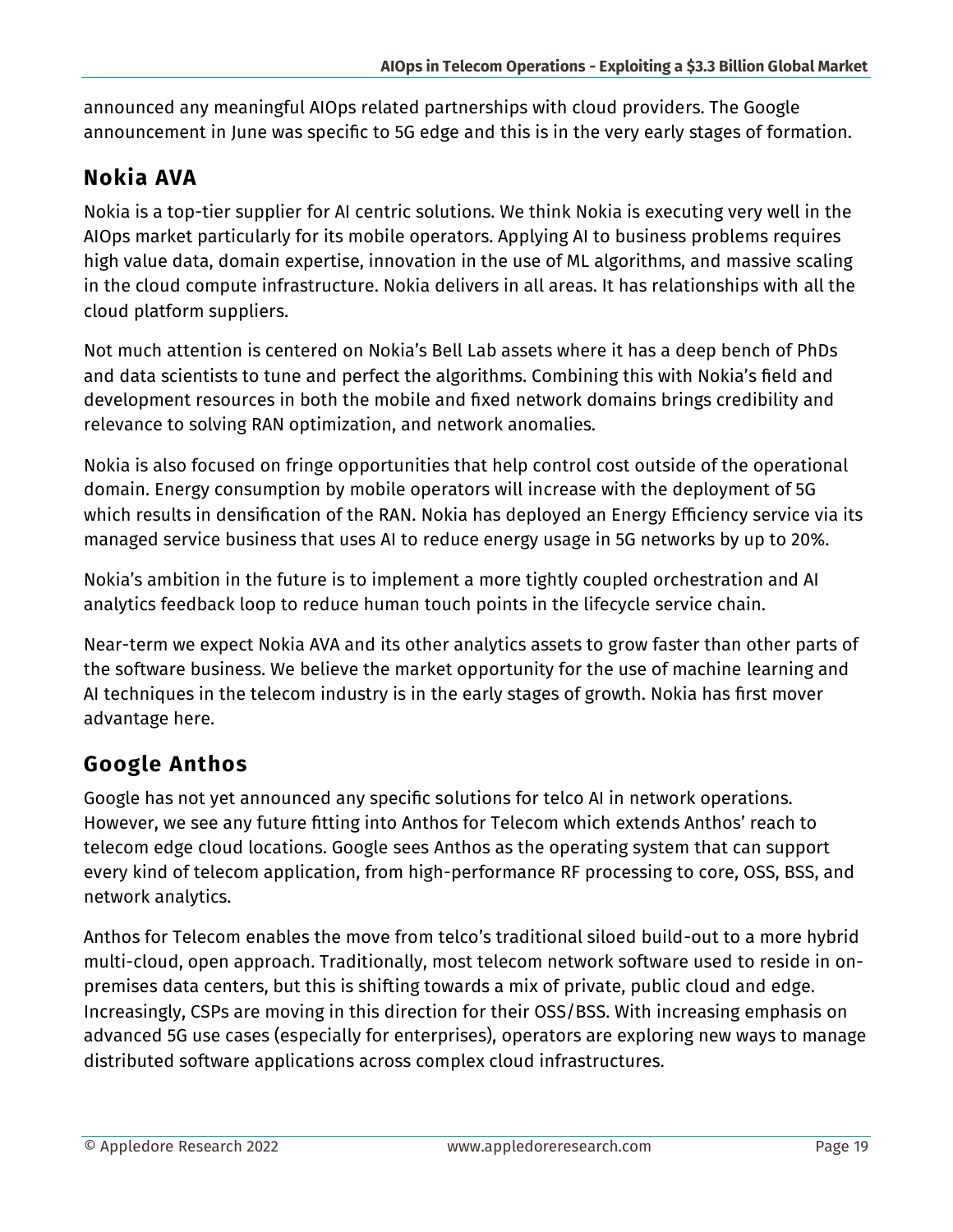announced any meaningful AIOps related partnerships with cloud providers. The Google announcement in June was specific to 5G edge and this is in the very early stages of formation.

## Nokia AVA

Nokia is a top-tier supplier for AI centric solutions. We think Nokia is executing very well in the AIOps market particularly for its mobile operators. Applying AI to business problems requires high value data, domain expertise, innovation in the use of ML algorithms, and massive scaling in the cloud compute infrastructure. Nokia delivers in all areas. It has relationships with all the cloud platform suppliers.

Not much attention is centered on Nokia's Bell Lab assets where it has a deep bench of PhDs and data scientists to tune and perfect the algorithms. Combining this with Nokia's field and development resources in both the mobile and fixed network domains brings credibility and relevance to solving RAN optimization, and network anomalies.

Nokia is also focused on fringe opportunities that help control cost outside of the operational domain. Energy consumption by mobile operators will increase with the deployment of 5G which results in densification of the RAN. Nokia has deployed an Energy Efficiency service via its managed service business that uses AI to reduce energy usage in 5G networks by up to 20%.

Nokia's ambition in the future is to implement a more tightly coupled orchestration and AI analytics feedback loop to reduce human touch points in the lifecycle service chain.

Near-term we expect Nokia AVA and its other analytics assets to grow faster than other parts of the software business. We believe the market opportunity for the use of machine learning and AI techniques in the telecom industry is in the early stages of growth. Nokia has first mover advantage here.

## Google Anthos

Google has not yet announced any specific solutions for telco AI in network operations. However, we see any future fitting into Anthos for Telecom which extends Anthos' reach to telecom edge cloud locations. Google sees Anthos as the operating system that can support every kind of telecom application, from high-performance RF processing to core, OSS, BSS, and network analytics.

Anthos for Telecom enables the move from telco's traditional siloed build-out to a more hybrid multi-cloud, open approach. Traditionally, most telecom network software used to reside in on-premises data centers, but this is shifting towards a mix of private, public cloud and edge. Increasingly, CSPs are moving in this direction for their OSS/BSS. With increasing emphasis on advanced 5G use cases (especially for enterprises), operators are exploring new ways to manage distributed software applications across complex cloud infrastructures.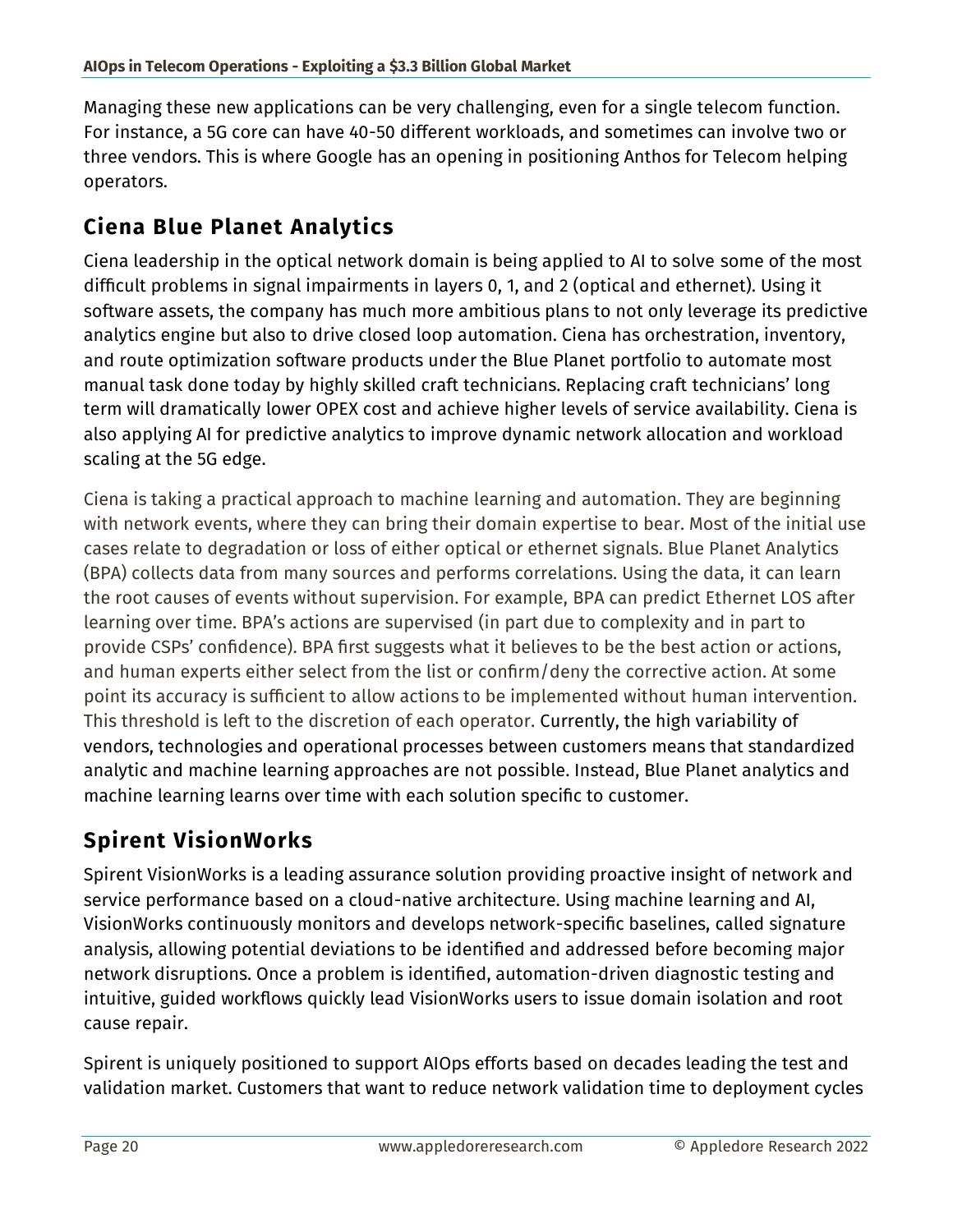Managing these new applications can be very challenging, even for a single telecom function. For instance, a 5G core can have 40-50 different workloads, and sometimes can involve two or three vendors. This is where Google has an opening in positioning Anthos for Telecom helping operators.

## Ciena Blue Planet Analytics

Ciena leadership in the optical network domain is being applied to AI to solve some of the most difficult problems in signal impairments in layers 0, 1, and 2 (optical and ethernet). Using it software assets, the company has much more ambitious plans to not only leverage its predictive analytics engine but also to drive closed loop automation. Ciena has orchestration, inventory, and route optimization software products under the Blue Planet portfolio to automate most manual task done today by highly skilled craft technicians. Replacing craft technicians' long term will dramatically lower OPEX cost and achieve higher levels of service availability. Ciena is also applying AI for predictive analytics to improve dynamic network allocation and workload scaling at the 5G edge.

Ciena is taking a practical approach to machine learning and automation. They are beginning with network events, where they can bring their domain expertise to bear. Most of the initial use cases relate to degradation or loss of either optical or ethernet signals. Blue Planet Analytics (BPA) collects data from many sources and performs correlations. Using the data, it can learn the root causes of events without supervision. For example, BPA can predict Ethernet LOS after learning over time. BPA's actions are supervised (in part due to complexity and in part to provide CSPs' confidence). BPA first suggests what it believes to be the best action or actions, and human experts either select from the list or confirm/deny the corrective action. At some point its accuracy is sufficient to allow actions to be implemented without human intervention. This threshold is left to the discretion of each operator. Currently, the high variability of vendors, technologies and operational processes between customers means that standardized analytic and machine learning approaches are not possible. Instead, Blue Planet analytics and machine learning learns over time with each solution specific to customer.

## Spirent VisionWorks

Spirent VisionWorks is a leading assurance solution providing proactive insight of network and service performance based on a cloud-native architecture. Using machine learning and AI, VisionWorks continuously monitors and develops network-specific baselines, called signature analysis, allowing potential deviations to be identified and addressed before becoming major network disruptions. Once a problem is identified, automation-driven diagnostic testing and intuitive, guided workflows quickly lead VisionWorks users to issue domain isolation and root cause repair.

Spirent is uniquely positioned to support AIOps efforts based on decades leading the test and validation market. Customers that want to reduce network validation time to deployment cycles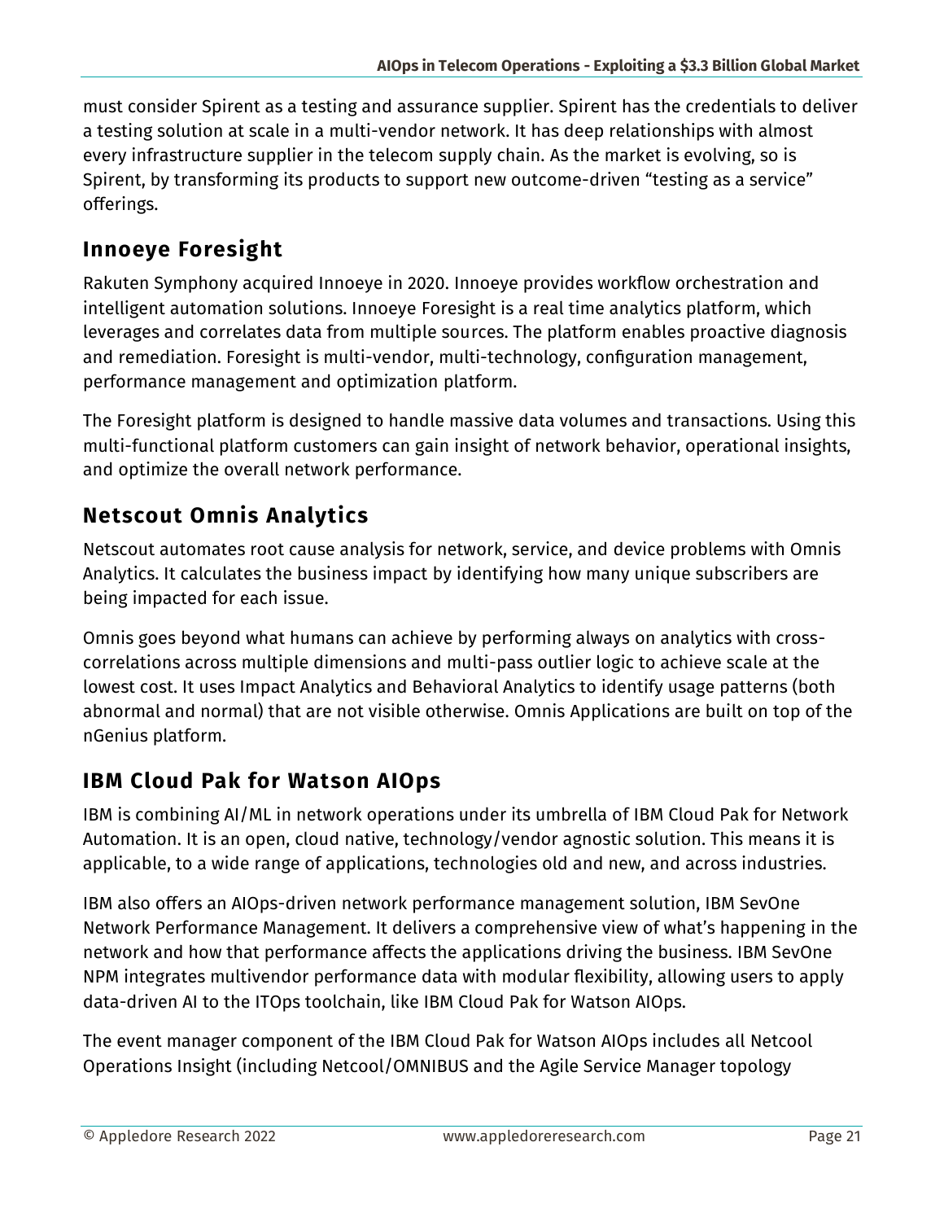must consider Spirent as a testing and assurance supplier. Spirent has the credentials to deliver a testing solution at scale in a multi-vendor network. It has deep relationships with almost every infrastructure supplier in the telecom supply chain. As the market is evolving, so is Spirent, by transforming its products to support new outcome-driven "testing as a service" offerings.

## Innoeye Foresight

Rakuten Symphony acquired Innoeye in 2020. Innoeye provides workflow orchestration and intelligent automation solutions. Innoeye Foresight is a real time analytics platform, which leverages and correlates data from multiple sources. The platform enables proactive diagnosis and remediation. Foresight is multi-vendor, multi-technology, configuration management, performance management and optimization platform.

The Foresight platform is designed to handle massive data volumes and transactions. Using this multi-functional platform customers can gain insight of network behavior, operational insights, and optimize the overall network performance.

## Netscout Omnis Analytics

Netscout automates root cause analysis for network, service, and device problems with Omnis Analytics. It calculates the business impact by identifying how many unique subscribers are being impacted for each issue.

Omnis goes beyond what humans can achieve by performing always on analytics with cross-correlations across multiple dimensions and multi-pass outlier logic to achieve scale at the lowest cost. It uses Impact Analytics and Behavioral Analytics to identify usage patterns (both abnormal and normal) that are not visible otherwise. Omnis Applications are built on top of the nGenius platform.

## IBM Cloud Pak for Watson AIOps

IBM is combining AI/ML in network operations under its umbrella of IBM Cloud Pak for Network Automation. It is an open, cloud native, technology/vendor agnostic solution. This means it is applicable, to a wide range of applications, technologies old and new, and across industries.

IBM also offers an AIOps-driven network performance management solution, IBM SevOne Network Performance Management. It delivers a comprehensive view of what's happening in the network and how that performance affects the applications driving the business. IBM SevOne NPM integrates multivendor performance data with modular flexibility, allowing users to apply data-driven AI to the ITOps toolchain, like IBM Cloud Pak for Watson AIOps.

The event manager component of the IBM Cloud Pak for Watson AIOps includes all Netcool Operations Insight (including Netcool/OMNIBUS and the Agile Service Manager topology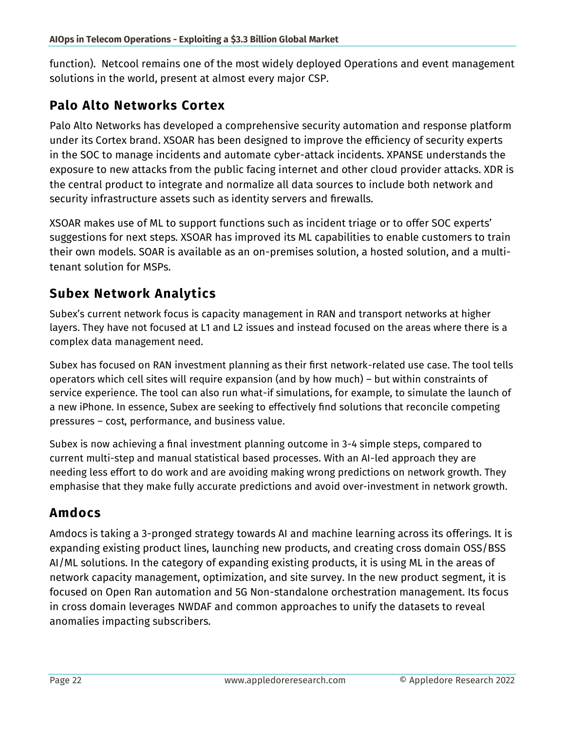function). Netcool remains one of the most widely deployed Operations and event management solutions in the world, present at almost every major CSP.

## Palo Alto Networks Cortex

Palo Alto Networks has developed a comprehensive security automation and response platform under its Cortex brand. XSOAR has been designed to improve the efficiency of security experts in the SOC to manage incidents and automate cyber-attack incidents. XPANSE understands the exposure to new attacks from the public facing internet and other cloud provider attacks. XDR is the central product to integrate and normalize all data sources to include both network and security infrastructure assets such as identity servers and firewalls.

XSOAR makes use of ML to support functions such as incident triage or to offer SOC experts' suggestions for next steps. XSOAR has improved its ML capabilities to enable customers to train their own models. SOAR is available as an on-premises solution, a hosted solution, and a multi-tenant solution for MSPs.

## Subex Network Analytics

Subex's current network focus is capacity management in RAN and transport networks at higher layers. They have not focused at L1 and L2 issues and instead focused on the areas where there is a complex data management need.

Subex has focused on RAN investment planning as their first network-related use case. The tool tells operators which cell sites will require expansion (and by how much) – but within constraints of service experience. The tool can also run what-if simulations, for example, to simulate the launch of a new iPhone. In essence, Subex are seeking to effectively find solutions that reconcile competing pressures – cost, performance, and business value.

Subex is now achieving a final investment planning outcome in 3-4 simple steps, compared to current multi-step and manual statistical based processes. With an AI-led approach they are needing less effort to do work and are avoiding making wrong predictions on network growth. They emphasise that they make fully accurate predictions and avoid over-investment in network growth.

## Amdocs

Amdocs is taking a 3-pronged strategy towards AI and machine learning across its offerings. It is expanding existing product lines, launching new products, and creating cross domain OSS/BSS AI/ML solutions. In the category of expanding existing products, it is using ML in the areas of network capacity management, optimization, and site survey. In the new product segment, it is focused on Open Ran automation and 5G Non-standalone orchestration management. Its focus in cross domain leverages NWDAF and common approaches to unify the datasets to reveal anomalies impacting subscribers.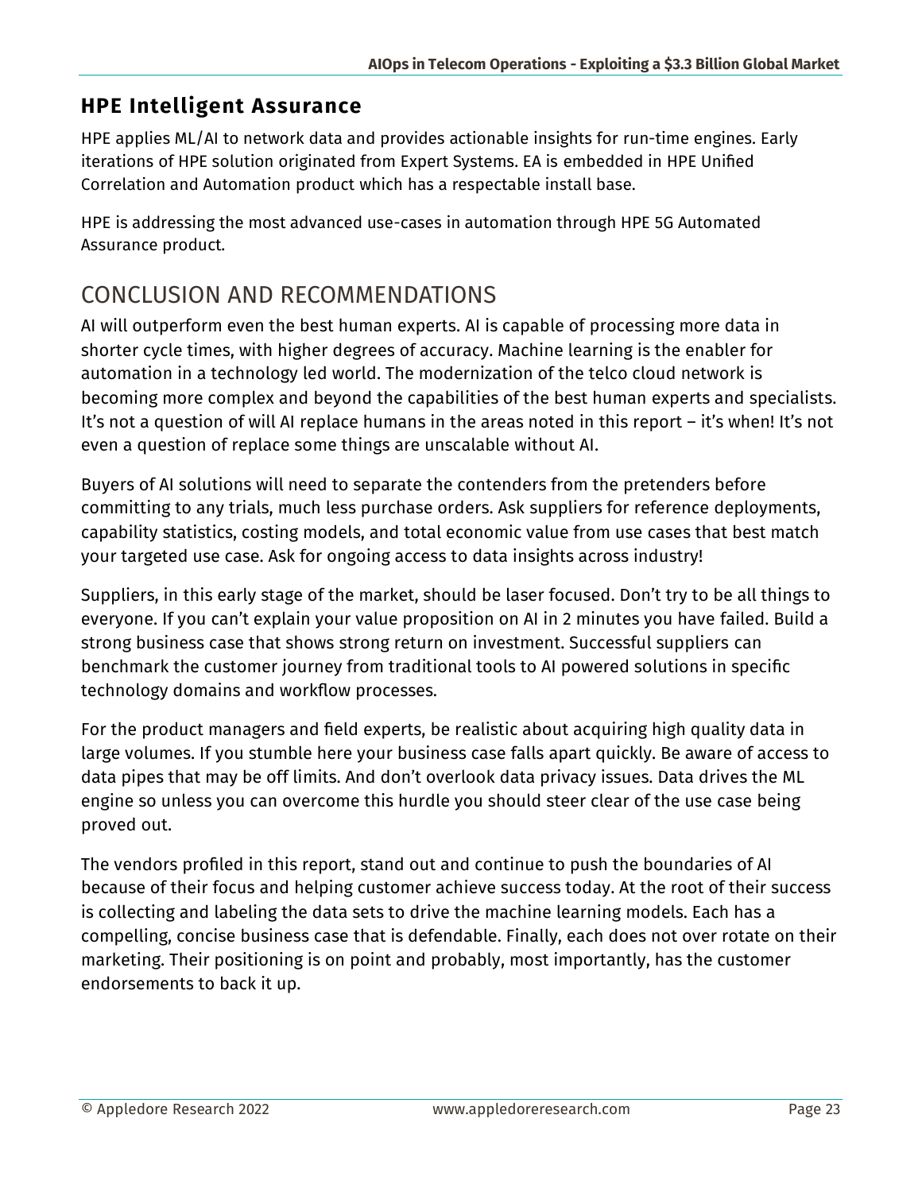## HPE Intelligent Assurance

HPE applies ML/AI to network data and provides actionable insights for run-time engines. Early iterations of HPE solution originated from Expert Systems. EA is embedded in HPE Unified Correlation and Automation product which has a respectable install base.

HPE is addressing the most advanced use-cases in automation through HPE 5G Automated Assurance product.

# CONCLUSION AND RECOMMENDATIONS

AI will outperform even the best human experts. AI is capable of processing more data in shorter cycle times, with higher degrees of accuracy. Machine learning is the enabler for automation in a technology led world. The modernization of the telco cloud network is becoming more complex and beyond the capabilities of the best human experts and specialists. It's not a question of will AI replace humans in the areas noted in this report – it's when! It's not even a question of replace some things are unscalable without AI.

Buyers of AI solutions will need to separate the contenders from the pretenders before committing to any trials, much less purchase orders. Ask suppliers for reference deployments, capability statistics, costing models, and total economic value from use cases that best match your targeted use case. Ask for ongoing access to data insights across industry!

Suppliers, in this early stage of the market, should be laser focused. Don't try to be all things to everyone. If you can't explain your value proposition on AI in 2 minutes you have failed. Build a strong business case that shows strong return on investment. Successful suppliers can benchmark the customer journey from traditional tools to AI powered solutions in specific technology domains and workflow processes.

For the product managers and field experts, be realistic about acquiring high quality data in large volumes. If you stumble here your business case falls apart quickly. Be aware of access to data pipes that may be off limits. And don't overlook data privacy issues. Data drives the ML engine so unless you can overcome this hurdle you should steer clear of the use case being proved out.

The vendors profiled in this report, stand out and continue to push the boundaries of AI because of their focus and helping customer achieve success today. At the root of their success is collecting and labeling the data sets to drive the machine learning models. Each has a compelling, concise business case that is defendable. Finally, each does not over rotate on their marketing. Their positioning is on point and probably, most importantly, has the customer endorsements to back it up.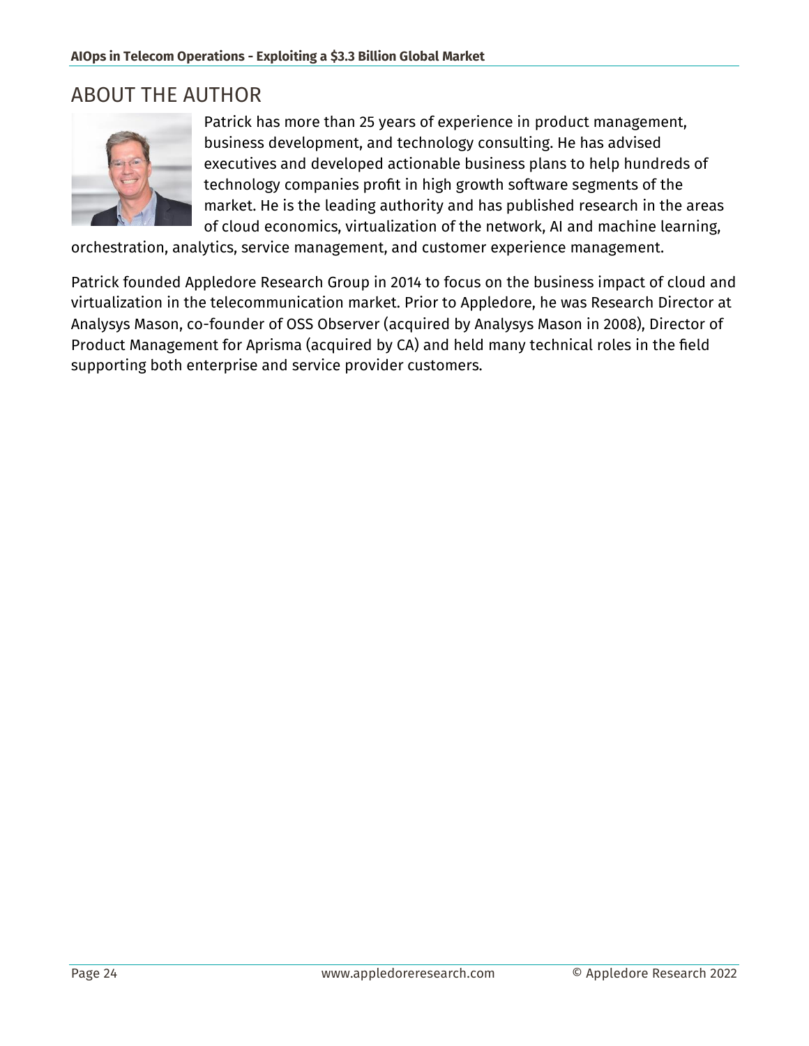## ABOUT THE AUTHOR

Patrick has more than 25 years of experience in product management, business development, and technology consulting. He has advised executives and developed actionable business plans to help hundreds of technology companies profit in high growth software segments of the market. He is the leading authority and has published research in the areas of cloud economics, virtualization of the network, AI and machine learning, orchestration, analytics, service management, and customer experience management.

Patrick founded Appledore Research Group in 2014 to focus on the business impact of cloud and virtualization in the telecommunication market. Prior to Appledore, he was Research Director at Analysys Mason, co-founder of OSS Observer (acquired by Analysys Mason in 2008), Director of Product Management for Aprisma (acquired by CA) and held many technical roles in the field supporting both enterprise and service provider customers.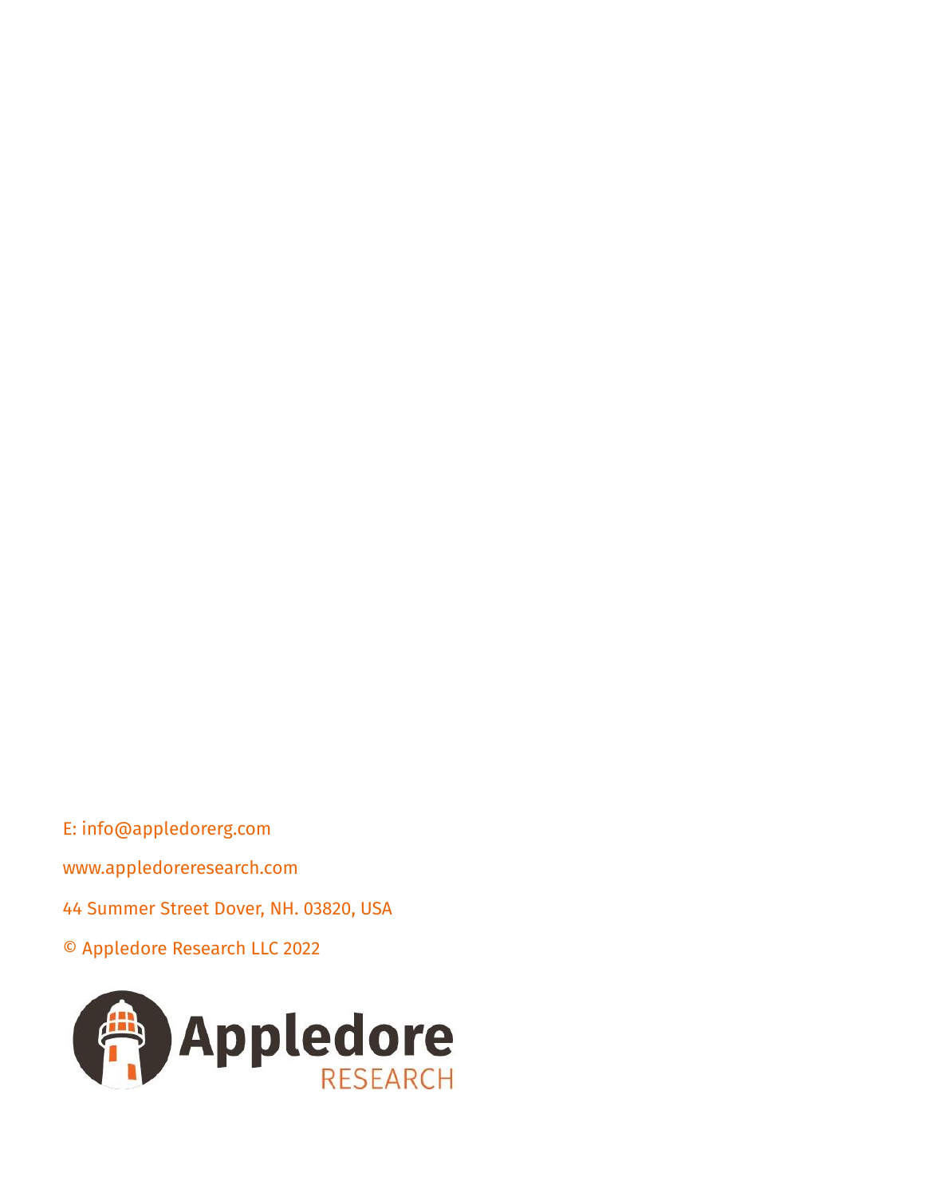E: info@appledorerg.com

www.appledoreresearch.com

44 Summer Street Dover, NH. 03820, USA

© Appledore Research LLC 2022

Appledore
RESEARCH